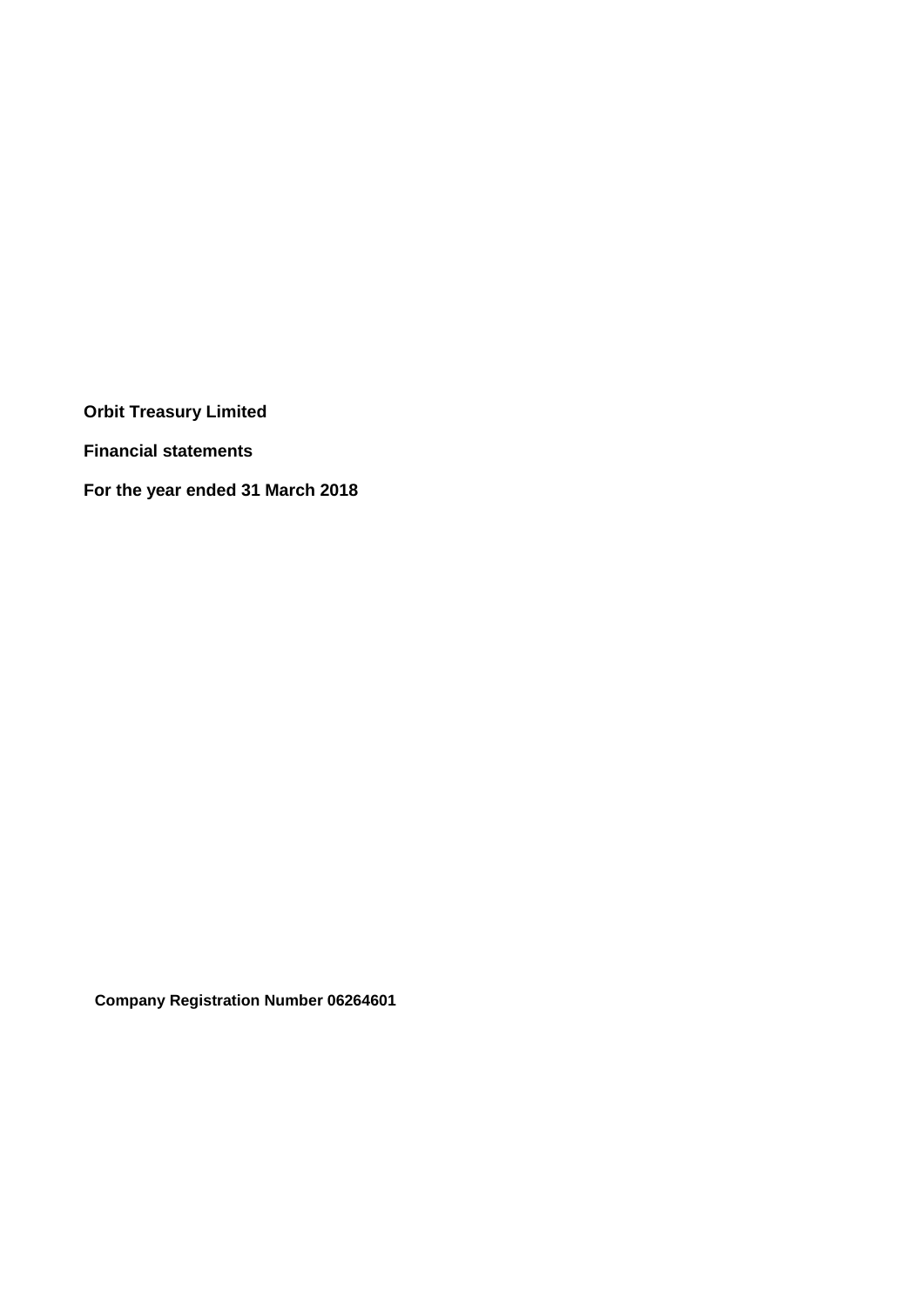**Orbit Treasury Limited**

**Financial statements**

**For the year ended 31 March 2018**

**Company Registration Number 06264601**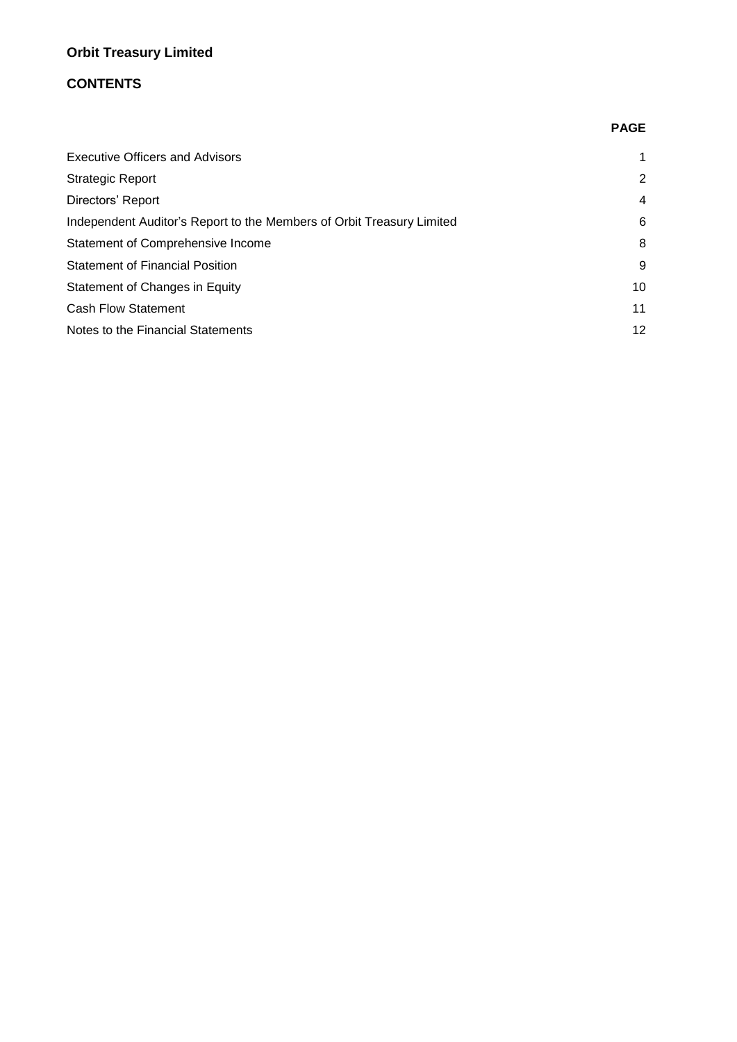**Orbit Treasury Limited**

**CONTENTS**

| | **PAGE** |
|---|---|
| Executive Officers and Advisors | 1 |
| Strategic Report | 2 |
| Directors' Report | 4 |
| Independent Auditor's Report to the Members of Orbit Treasury Limited | 6 |
| Statement of Comprehensive Income | 8 |
| Statement of Financial Position | 9 |
| Statement of Changes in Equity | 10 |
| Cash Flow Statement | 11 |
| Notes to the Financial Statements | 12 |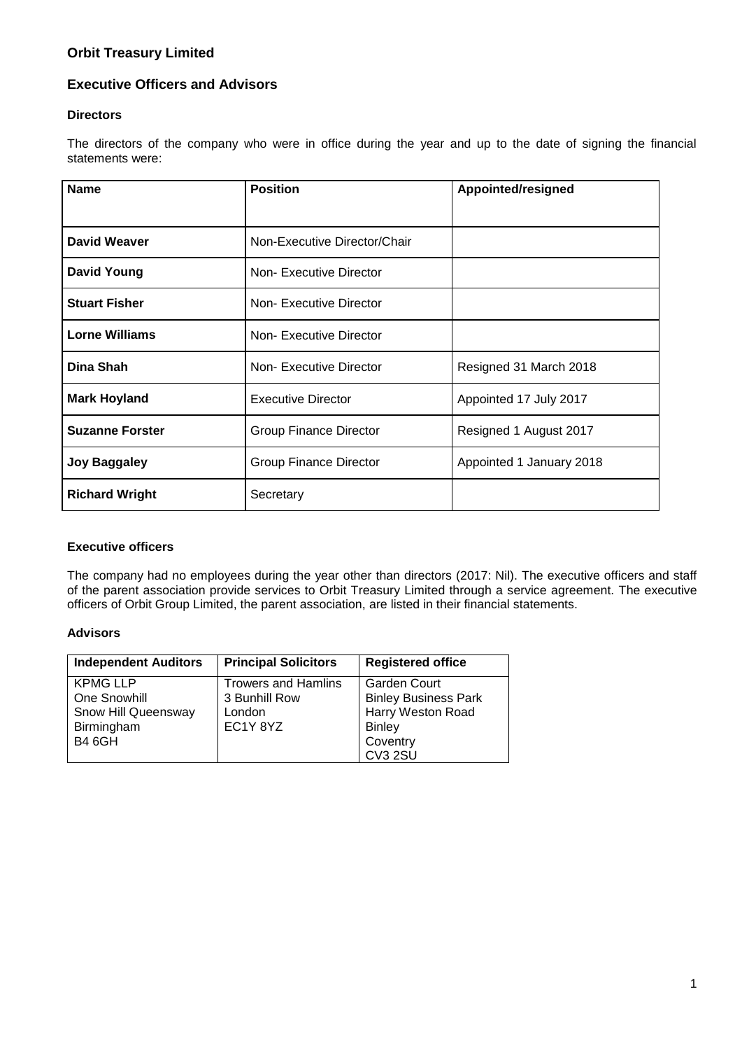# Orbit Treasury Limited

## Executive Officers and Advisors

### Directors

The directors of the company who were in office during the year and up to the date of signing the financial statements were:

| Name | Position | Appointed/resigned |
|---|---|---|
| **David Weaver** | Non-Executive Director/Chair | |
| **David Young** | Non- Executive Director | |
| **Stuart Fisher** | Non- Executive Director | |
| **Lorne Williams** | Non- Executive Director | |
| **Dina Shah** | Non- Executive Director | Resigned 31 March 2018 |
| **Mark Hoyland** | Executive Director | Appointed 17 July 2017 |
| **Suzanne Forster** | Group Finance Director | Resigned 1 August 2017 |
| **Joy Baggaley** | Group Finance Director | Appointed 1 January 2018 |
| **Richard Wright** | Secretary | |

### Executive officers

The company had no employees during the year other than directors (2017: Nil). The executive officers and staff of the parent association provide services to Orbit Treasury Limited through a service agreement. The executive officers of Orbit Group Limited, the parent association, are listed in their financial statements.

### Advisors

| Independent Auditors | Principal Solicitors | Registered office |
|---|---|---|
| KPMG LLP<br>One Snowhill<br>Snow Hill Queensway<br>Birmingham<br>B4 6GH | Trowers and Hamlins<br>3 Bunhill Row<br>London<br>EC1Y 8YZ | Garden Court<br>Binley Business Park<br>Harry Weston Road<br>Binley<br>Coventry<br>CV3 2SU |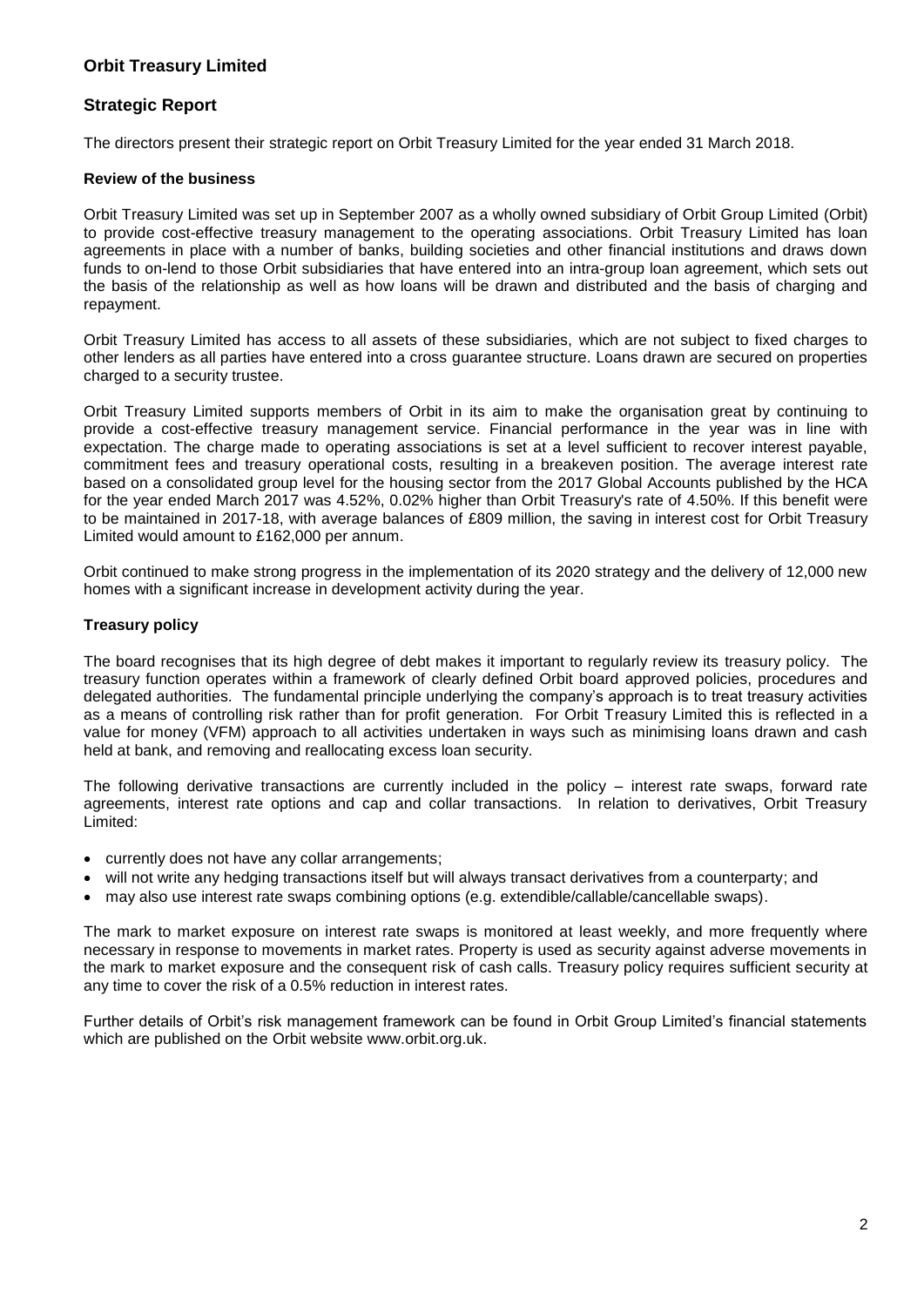# Orbit Treasury Limited

## Strategic Report

The directors present their strategic report on Orbit Treasury Limited for the year ended 31 March 2018.

### Review of the business

Orbit Treasury Limited was set up in September 2007 as a wholly owned subsidiary of Orbit Group Limited (Orbit) to provide cost-effective treasury management to the operating associations. Orbit Treasury Limited has loan agreements in place with a number of banks, building societies and other financial institutions and draws down funds to on-lend to those Orbit subsidiaries that have entered into an intra-group loan agreement, which sets out the basis of the relationship as well as how loans will be drawn and distributed and the basis of charging and repayment.

Orbit Treasury Limited has access to all assets of these subsidiaries, which are not subject to fixed charges to other lenders as all parties have entered into a cross guarantee structure. Loans drawn are secured on properties charged to a security trustee.

Orbit Treasury Limited supports members of Orbit in its aim to make the organisation great by continuing to provide a cost-effective treasury management service. Financial performance in the year was in line with expectation. The charge made to operating associations is set at a level sufficient to recover interest payable, commitment fees and treasury operational costs, resulting in a breakeven position. The average interest rate based on a consolidated group level for the housing sector from the 2017 Global Accounts published by the HCA for the year ended March 2017 was 4.52%, 0.02% higher than Orbit Treasury's rate of 4.50%. If this benefit were to be maintained in 2017-18, with average balances of £809 million, the saving in interest cost for Orbit Treasury Limited would amount to £162,000 per annum.

Orbit continued to make strong progress in the implementation of its 2020 strategy and the delivery of 12,000 new homes with a significant increase in development activity during the year.

### Treasury policy

The board recognises that its high degree of debt makes it important to regularly review its treasury policy. The treasury function operates within a framework of clearly defined Orbit board approved policies, procedures and delegated authorities. The fundamental principle underlying the company's approach is to treat treasury activities as a means of controlling risk rather than for profit generation. For Orbit Treasury Limited this is reflected in a value for money (VFM) approach to all activities undertaken in ways such as minimising loans drawn and cash held at bank, and removing and reallocating excess loan security.

The following derivative transactions are currently included in the policy – interest rate swaps, forward rate agreements, interest rate options and cap and collar transactions. In relation to derivatives, Orbit Treasury Limited:

- currently does not have any collar arrangements;
- will not write any hedging transactions itself but will always transact derivatives from a counterparty; and
- may also use interest rate swaps combining options (e.g. extendible/callable/cancellable swaps).

The mark to market exposure on interest rate swaps is monitored at least weekly, and more frequently where necessary in response to movements in market rates. Property is used as security against adverse movements in the mark to market exposure and the consequent risk of cash calls. Treasury policy requires sufficient security at any time to cover the risk of a 0.5% reduction in interest rates.

Further details of Orbit's risk management framework can be found in Orbit Group Limited's financial statements which are published on the Orbit website www.orbit.org.uk.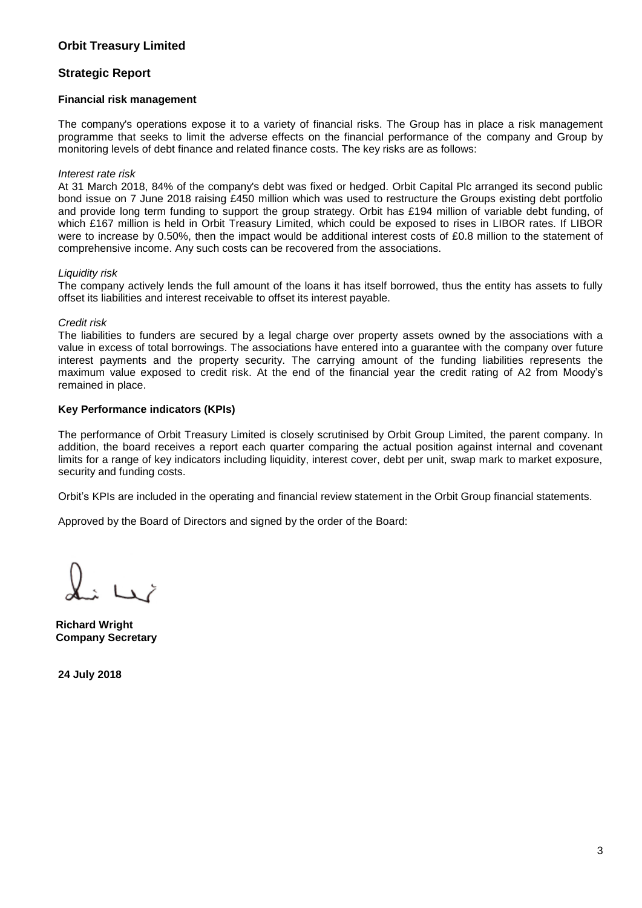# Orbit Treasury Limited

## Strategic Report

### Financial risk management

The company's operations expose it to a variety of financial risks. The Group has in place a risk management programme that seeks to limit the adverse effects on the financial performance of the company and Group by monitoring levels of debt finance and related finance costs. The key risks are as follows:

*Interest rate risk*

At 31 March 2018, 84% of the company's debt was fixed or hedged. Orbit Capital Plc arranged its second public bond issue on 7 June 2018 raising £450 million which was used to restructure the Groups existing debt portfolio and provide long term funding to support the group strategy. Orbit has £194 million of variable debt funding, of which £167 million is held in Orbit Treasury Limited, which could be exposed to rises in LIBOR rates. If LIBOR were to increase by 0.50%, then the impact would be additional interest costs of £0.8 million to the statement of comprehensive income. Any such costs can be recovered from the associations.

*Liquidity risk*

The company actively lends the full amount of the loans it has itself borrowed, thus the entity has assets to fully offset its liabilities and interest receivable to offset its interest payable.

*Credit risk*

The liabilities to funders are secured by a legal charge over property assets owned by the associations with a value in excess of total borrowings. The associations have entered into a guarantee with the company over future interest payments and the property security. The carrying amount of the funding liabilities represents the maximum value exposed to credit risk. At the end of the financial year the credit rating of A2 from Moody's remained in place.

### Key Performance indicators (KPIs)

The performance of Orbit Treasury Limited is closely scrutinised by Orbit Group Limited, the parent company. In addition, the board receives a report each quarter comparing the actual position against internal and covenant limits for a range of key indicators including liquidity, interest cover, debt per unit, swap mark to market exposure, security and funding costs.

Orbit's KPIs are included in the operating and financial review statement in the Orbit Group financial statements.

Approved by the Board of Directors and signed by the order of the Board:

**Richard Wright**
**Company Secretary**

**24 July 2018**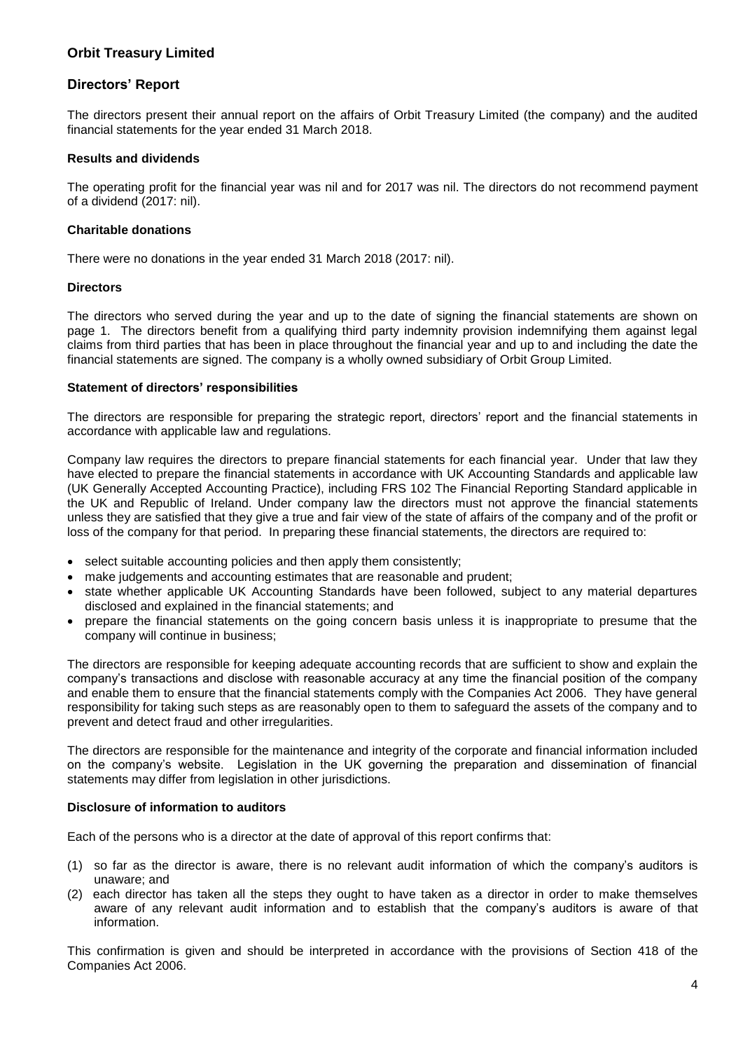# Orbit Treasury Limited

## Directors' Report

The directors present their annual report on the affairs of Orbit Treasury Limited (the company) and the audited financial statements for the year ended 31 March 2018.

### Results and dividends

The operating profit for the financial year was nil and for 2017 was nil. The directors do not recommend payment of a dividend (2017: nil).

### Charitable donations

There were no donations in the year ended 31 March 2018 (2017: nil).

### Directors

The directors who served during the year and up to the date of signing the financial statements are shown on page 1. The directors benefit from a qualifying third party indemnity provision indemnifying them against legal claims from third parties that has been in place throughout the financial year and up to and including the date the financial statements are signed. The company is a wholly owned subsidiary of Orbit Group Limited.

### Statement of directors' responsibilities

The directors are responsible for preparing the strategic report, directors' report and the financial statements in accordance with applicable law and regulations.

Company law requires the directors to prepare financial statements for each financial year. Under that law they have elected to prepare the financial statements in accordance with UK Accounting Standards and applicable law (UK Generally Accepted Accounting Practice), including FRS 102 The Financial Reporting Standard applicable in the UK and Republic of Ireland. Under company law the directors must not approve the financial statements unless they are satisfied that they give a true and fair view of the state of affairs of the company and of the profit or loss of the company for that period. In preparing these financial statements, the directors are required to:

- select suitable accounting policies and then apply them consistently;
- make judgements and accounting estimates that are reasonable and prudent;
- state whether applicable UK Accounting Standards have been followed, subject to any material departures disclosed and explained in the financial statements; and
- prepare the financial statements on the going concern basis unless it is inappropriate to presume that the company will continue in business;

The directors are responsible for keeping adequate accounting records that are sufficient to show and explain the company's transactions and disclose with reasonable accuracy at any time the financial position of the company and enable them to ensure that the financial statements comply with the Companies Act 2006. They have general responsibility for taking such steps as are reasonably open to them to safeguard the assets of the company and to prevent and detect fraud and other irregularities.

The directors are responsible for the maintenance and integrity of the corporate and financial information included on the company's website. Legislation in the UK governing the preparation and dissemination of financial statements may differ from legislation in other jurisdictions.

### Disclosure of information to auditors

Each of the persons who is a director at the date of approval of this report confirms that:

(1) so far as the director is aware, there is no relevant audit information of which the company's auditors is unaware; and
(2) each director has taken all the steps they ought to have taken as a director in order to make themselves aware of any relevant audit information and to establish that the company's auditors is aware of that information.

This confirmation is given and should be interpreted in accordance with the provisions of Section 418 of the Companies Act 2006.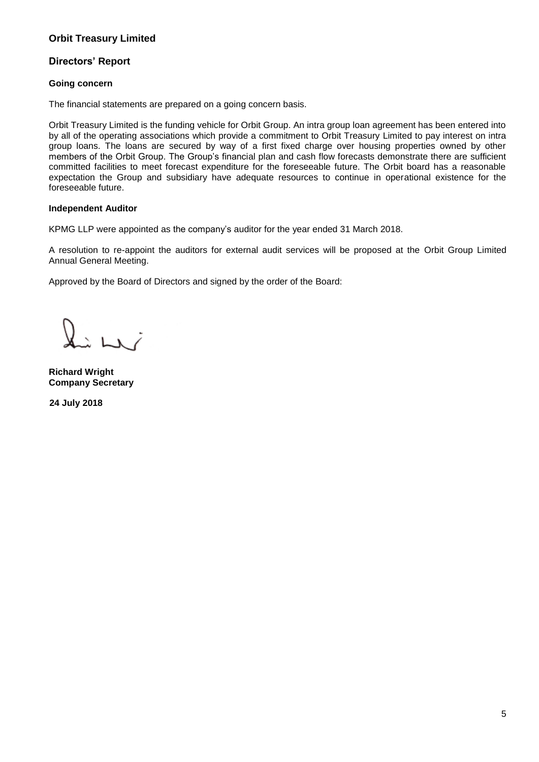**Orbit Treasury Limited**

## Directors' Report

### Going concern

The financial statements are prepared on a going concern basis.

Orbit Treasury Limited is the funding vehicle for Orbit Group. An intra group loan agreement has been entered into by all of the operating associations which provide a commitment to Orbit Treasury Limited to pay interest on intra group loans. The loans are secured by way of a first fixed charge over housing properties owned by other members of the Orbit Group. The Group's financial plan and cash flow forecasts demonstrate there are sufficient committed facilities to meet forecast expenditure for the foreseeable future. The Orbit board has a reasonable expectation the Group and subsidiary have adequate resources to continue in operational existence for the foreseeable future.

### Independent Auditor

KPMG LLP were appointed as the company's auditor for the year ended 31 March 2018.

A resolution to re-appoint the auditors for external audit services will be proposed at the Orbit Group Limited Annual General Meeting.

Approved by the Board of Directors and signed by the order of the Board:

**Richard Wright**
**Company Secretary**

**24 July 2018**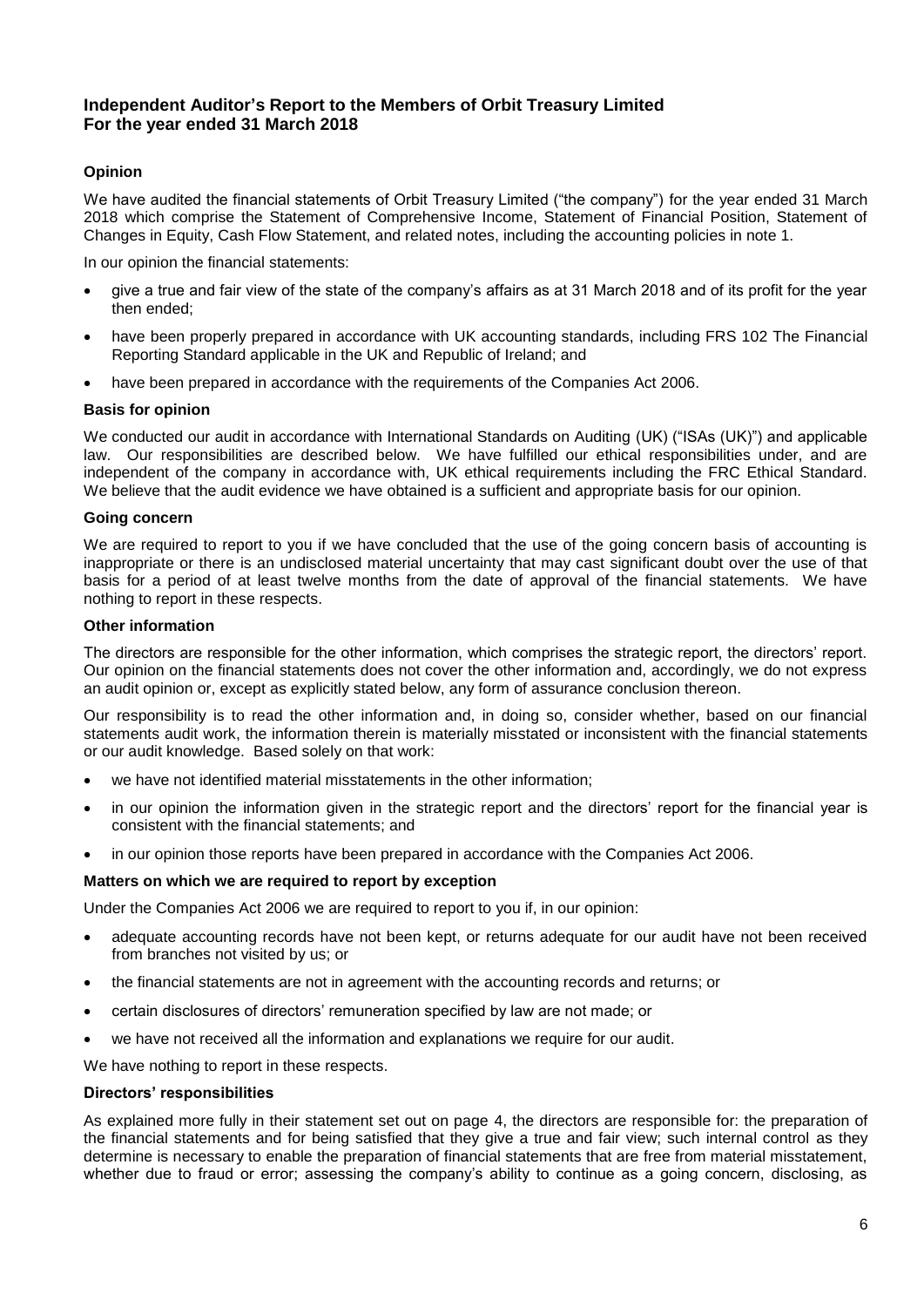## Independent Auditor's Report to the Members of Orbit Treasury Limited
## For the year ended 31 March 2018

### Opinion

We have audited the financial statements of Orbit Treasury Limited ("the company") for the year ended 31 March 2018 which comprise the Statement of Comprehensive Income, Statement of Financial Position, Statement of Changes in Equity, Cash Flow Statement, and related notes, including the accounting policies in note 1.

In our opinion the financial statements:

- give a true and fair view of the state of the company's affairs as at 31 March 2018 and of its profit for the year then ended;
- have been properly prepared in accordance with UK accounting standards, including FRS 102 The Financial Reporting Standard applicable in the UK and Republic of Ireland; and
- have been prepared in accordance with the requirements of the Companies Act 2006.

### Basis for opinion

We conducted our audit in accordance with International Standards on Auditing (UK) ("ISAs (UK)") and applicable law. Our responsibilities are described below. We have fulfilled our ethical responsibilities under, and are independent of the company in accordance with, UK ethical requirements including the FRC Ethical Standard. We believe that the audit evidence we have obtained is a sufficient and appropriate basis for our opinion.

### Going concern

We are required to report to you if we have concluded that the use of the going concern basis of accounting is inappropriate or there is an undisclosed material uncertainty that may cast significant doubt over the use of that basis for a period of at least twelve months from the date of approval of the financial statements. We have nothing to report in these respects.

### Other information

The directors are responsible for the other information, which comprises the strategic report, the directors' report. Our opinion on the financial statements does not cover the other information and, accordingly, we do not express an audit opinion or, except as explicitly stated below, any form of assurance conclusion thereon.

Our responsibility is to read the other information and, in doing so, consider whether, based on our financial statements audit work, the information therein is materially misstated or inconsistent with the financial statements or our audit knowledge. Based solely on that work:

- we have not identified material misstatements in the other information;
- in our opinion the information given in the strategic report and the directors' report for the financial year is consistent with the financial statements; and
- in our opinion those reports have been prepared in accordance with the Companies Act 2006.

### Matters on which we are required to report by exception

Under the Companies Act 2006 we are required to report to you if, in our opinion:

- adequate accounting records have not been kept, or returns adequate for our audit have not been received from branches not visited by us; or
- the financial statements are not in agreement with the accounting records and returns; or
- certain disclosures of directors' remuneration specified by law are not made; or
- we have not received all the information and explanations we require for our audit.

We have nothing to report in these respects.

### Directors' responsibilities

As explained more fully in their statement set out on page 4, the directors are responsible for: the preparation of the financial statements and for being satisfied that they give a true and fair view; such internal control as they determine is necessary to enable the preparation of financial statements that are free from material misstatement, whether due to fraud or error; assessing the company's ability to continue as a going concern, disclosing, as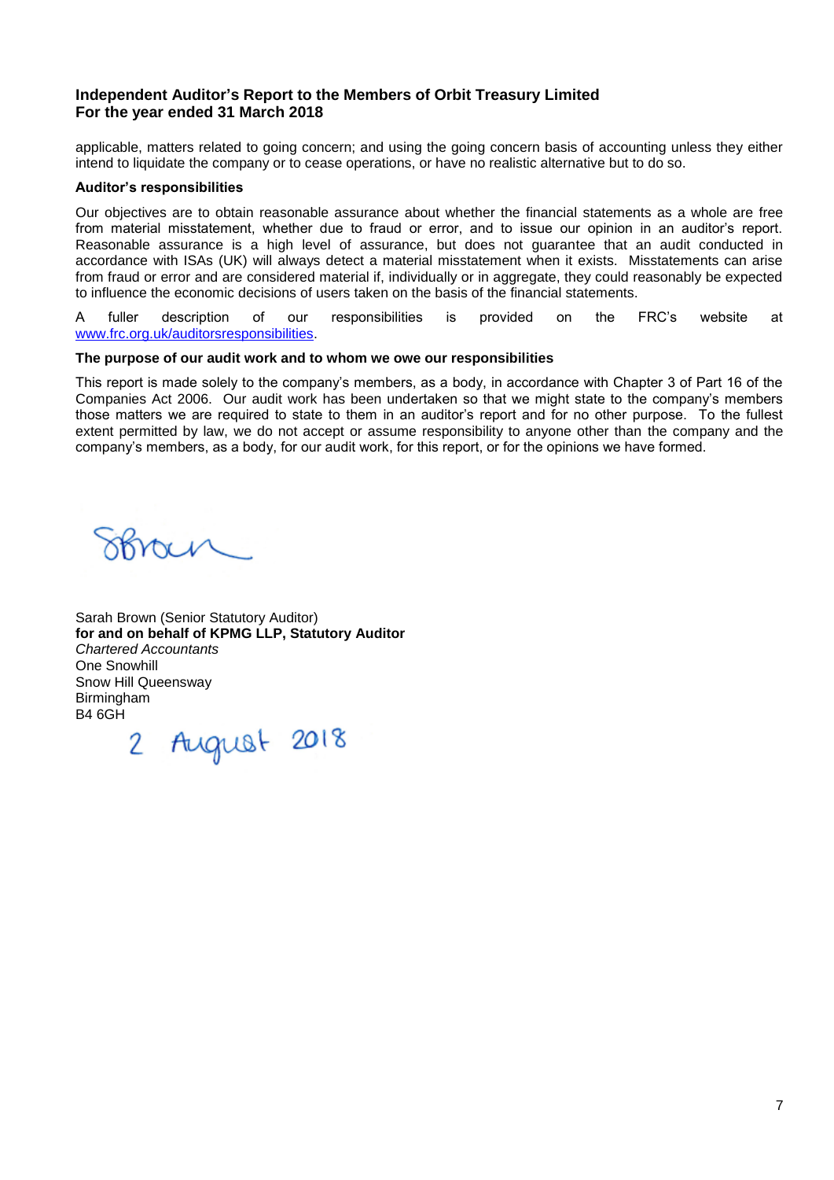## Independent Auditor's Report to the Members of Orbit Treasury Limited
## For the year ended 31 March 2018

applicable, matters related to going concern; and using the going concern basis of accounting unless they either intend to liquidate the company or to cease operations, or have no realistic alternative but to do so.

**Auditor's responsibilities**

Our objectives are to obtain reasonable assurance about whether the financial statements as a whole are free from material misstatement, whether due to fraud or error, and to issue our opinion in an auditor's report. Reasonable assurance is a high level of assurance, but does not guarantee that an audit conducted in accordance with ISAs (UK) will always detect a material misstatement when it exists. Misstatements can arise from fraud or error and are considered material if, individually or in aggregate, they could reasonably be expected to influence the economic decisions of users taken on the basis of the financial statements.

A fuller description of our responsibilities is provided on the FRC's website at www.frc.org.uk/auditorsresponsibilities.

**The purpose of our audit work and to whom we owe our responsibilities**

This report is made solely to the company's members, as a body, in accordance with Chapter 3 of Part 16 of the Companies Act 2006. Our audit work has been undertaken so that we might state to the company's members those matters we are required to state to them in an auditor's report and for no other purpose. To the fullest extent permitted by law, we do not accept or assume responsibility to anyone other than the company and the company's members, as a body, for our audit work, for this report, or for the opinions we have formed.

SBrown

Sarah Brown (Senior Statutory Auditor)
**for and on behalf of KPMG LLP, Statutory Auditor**
*Chartered Accountants*
One Snowhill
Snow Hill Queensway
Birmingham
B4 6GH

2 August 2018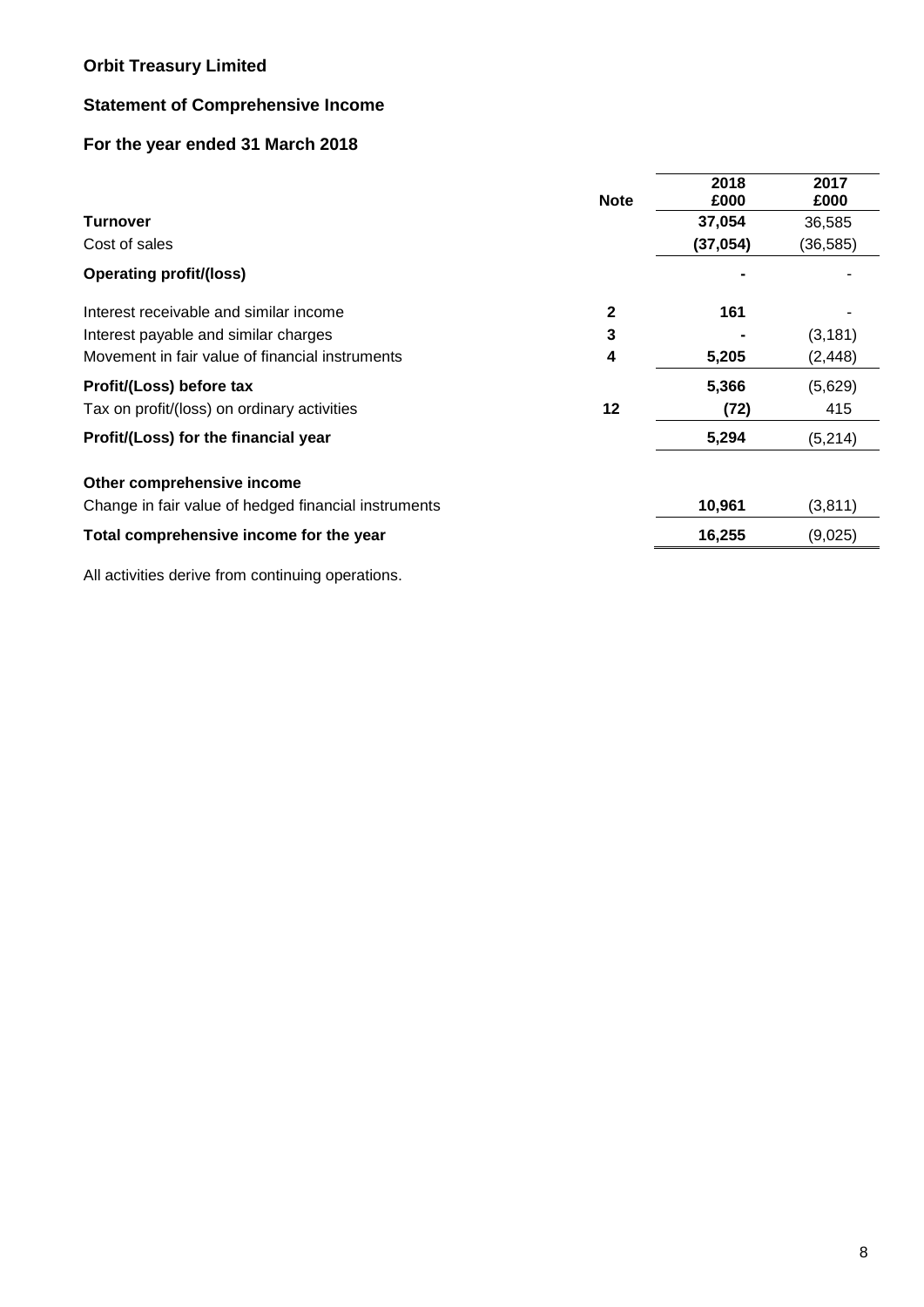# Orbit Treasury Limited

## Statement of Comprehensive Income

## For the year ended 31 March 2018

| | Note | 2018 £000 | 2017 £000 |
|---|---|---|---|
| **Turnover** | | **37,054** | 36,585 |
| Cost of sales | | **(37,054)** | (36,585) |
| **Operating profit/(loss)** | | **-** | - |
| Interest receivable and similar income | **2** | **161** | - |
| Interest payable and similar charges | **3** | **-** | (3,181) |
| Movement in fair value of financial instruments | **4** | **5,205** | (2,448) |
| **Profit/(Loss) before tax** | | **5,366** | (5,629) |
| Tax on profit/(loss) on ordinary activities | **12** | **(72)** | 415 |
| **Profit/(Loss) for the financial year** | | **5,294** | (5,214) |
| **Other comprehensive income** | | | |
| Change in fair value of hedged financial instruments | | **10,961** | (3,811) |
| **Total comprehensive income for the year** | | **16,255** | (9,025) |

All activities derive from continuing operations.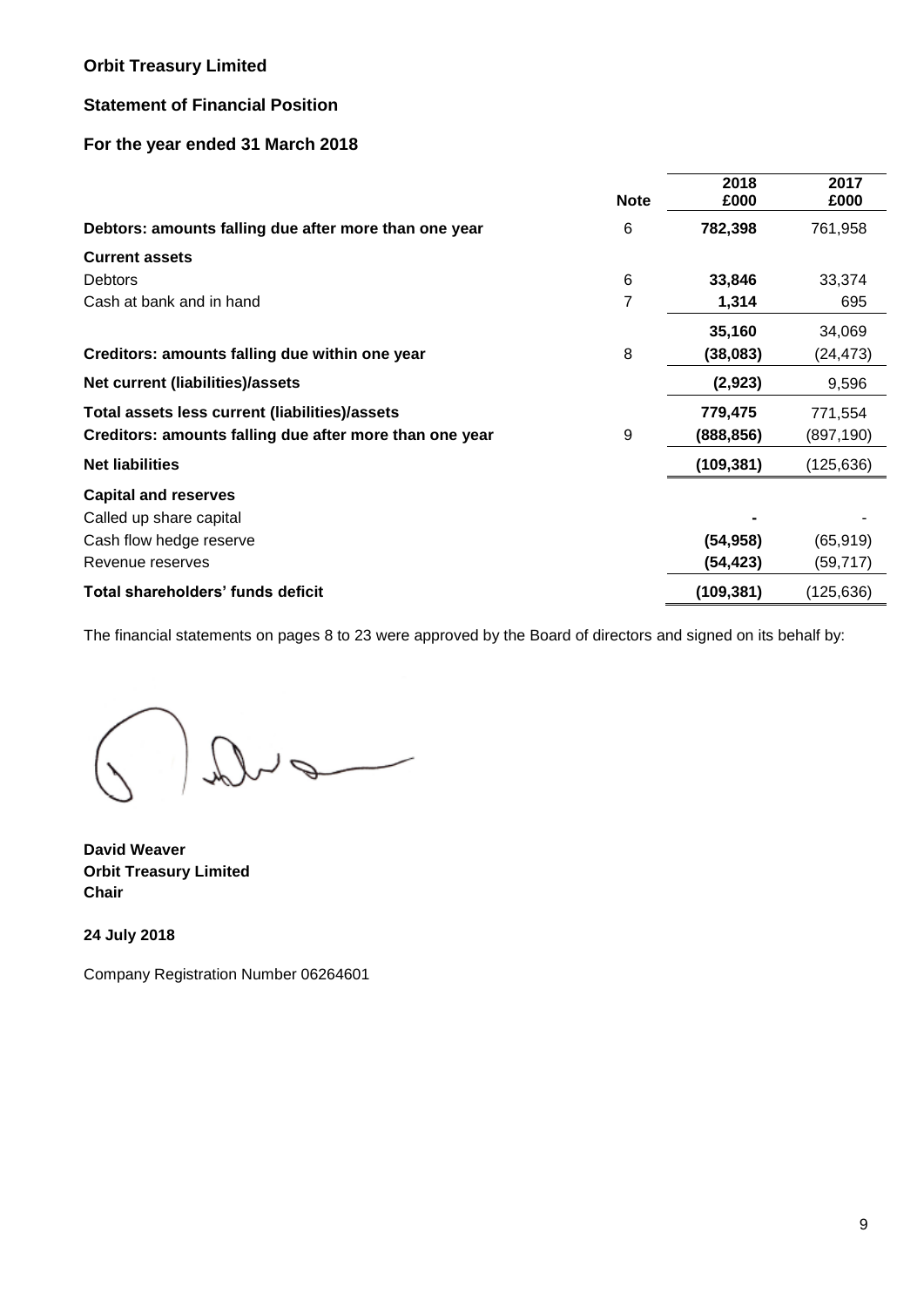**Orbit Treasury Limited**

**Statement of Financial Position**

**For the year ended 31 March 2018**

| | Note | 2018<br>£000 | 2017<br>£000 |
|---|---|---|---|
| **Debtors: amounts falling due after more than one year** | 6 | **782,398** | 761,958 |
| **Current assets** | | | |
| Debtors | 6 | **33,846** | 33,374 |
| Cash at bank and in hand | 7 | **1,314** | 695 |
| | | **35,160** | 34,069 |
| **Creditors: amounts falling due within one year** | 8 | **(38,083)** | (24,473) |
| **Net current (liabilities)/assets** | | **(2,923)** | 9,596 |
| **Total assets less current (liabilities)/assets** | | **779,475** | 771,554 |
| **Creditors: amounts falling due after more than one year** | 9 | **(888,856)** | (897,190) |
| **Net liabilities** | | **(109,381)** | (125,636) |
| **Capital and reserves** | | | |
| Called up share capital | | **-** | - |
| Cash flow hedge reserve | | **(54,958)** | (65,919) |
| Revenue reserves | | **(54,423)** | (59,717) |
| **Total shareholders' funds deficit** | | **(109,381)** | (125,636) |

The financial statements on pages 8 to 23 were approved by the Board of directors and signed on its behalf by:

**David Weaver**
**Orbit Treasury Limited**
**Chair**

**24 July 2018**

Company Registration Number 06264601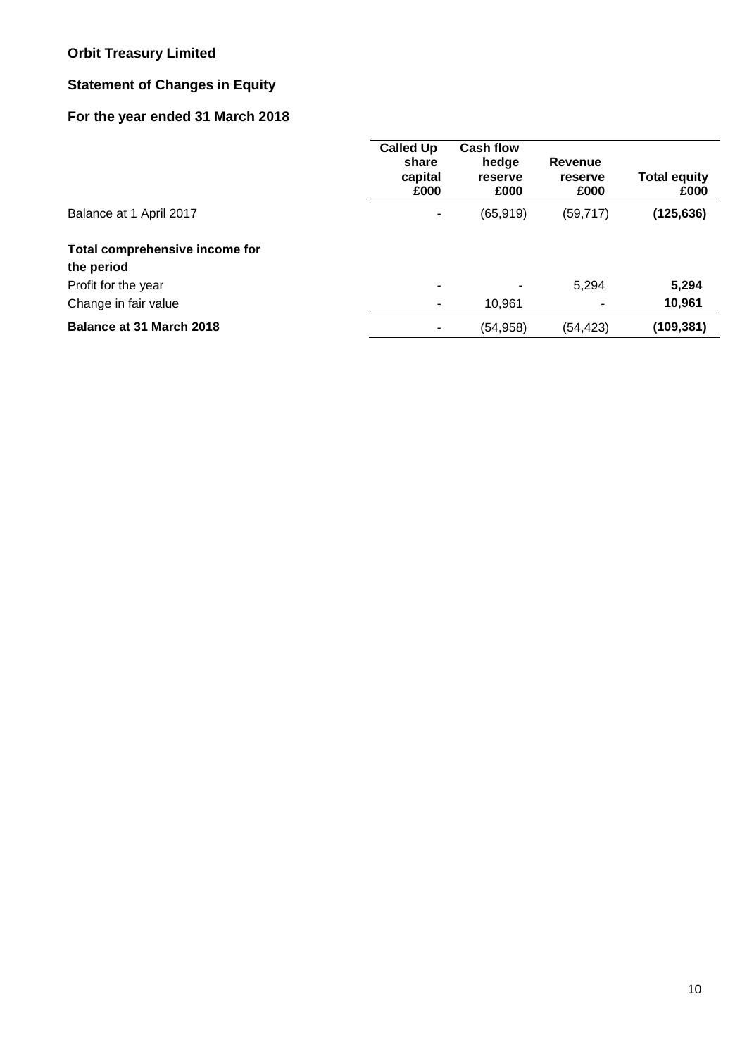**Orbit Treasury Limited**

**Statement of Changes in Equity**

**For the year ended 31 March 2018**

| | Called Up share capital £000 | Cash flow hedge reserve £000 | Revenue reserve £000 | Total equity £000 |
|---|---|---|---|---|
| Balance at 1 April 2017 | - | (65,919) | (59,717) | **(125,636)** |
| **Total comprehensive income for the period** | | | | |
| Profit for the year | - | - | 5,294 | **5,294** |
| Change in fair value | - | 10,961 | - | **10,961** |
| **Balance at 31 March 2018** | - | (54,958) | (54,423) | **(109,381)** |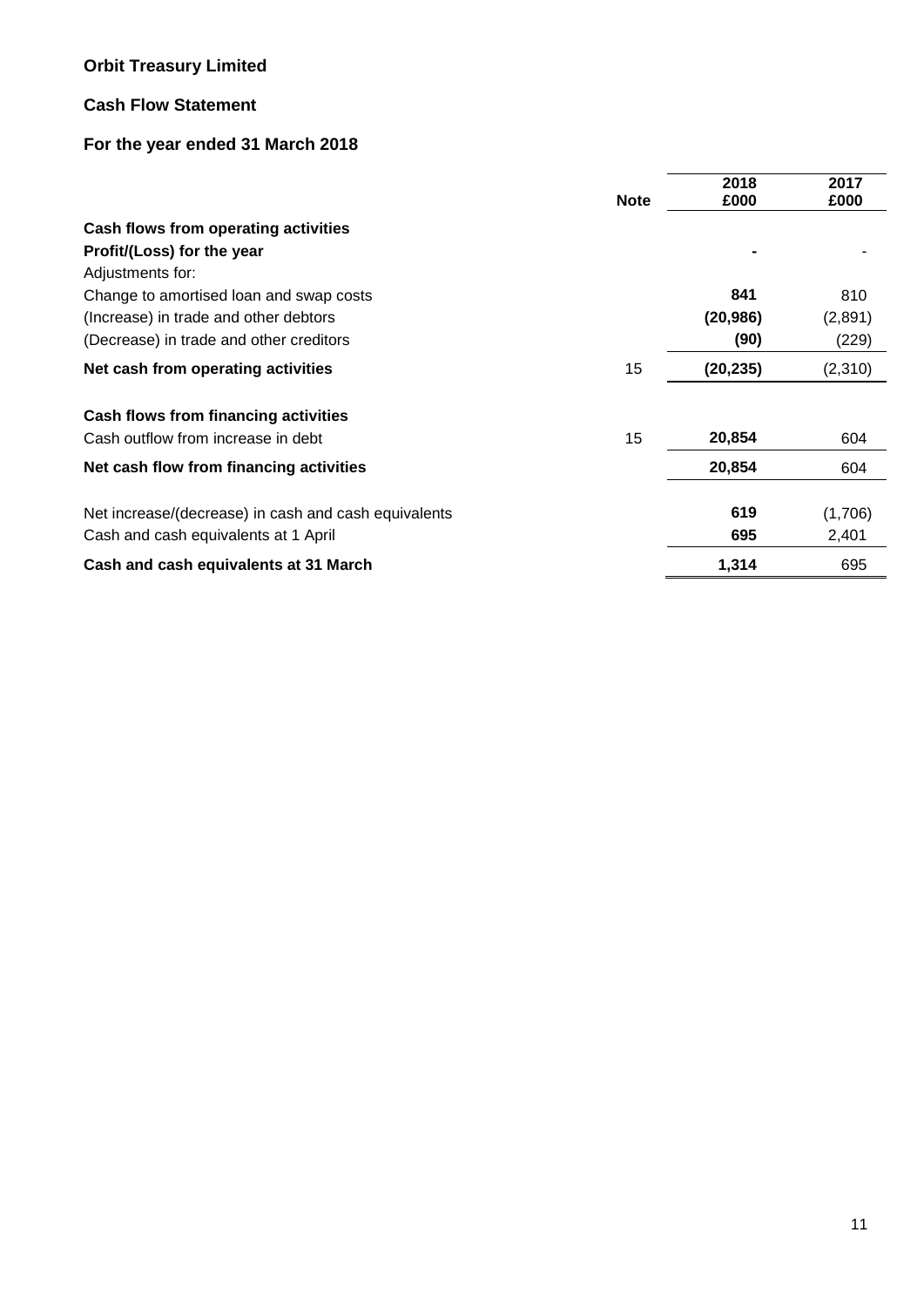**Orbit Treasury Limited**

**Cash Flow Statement**

**For the year ended 31 March 2018**

| | Note | 2018 £000 | 2017 £000 |
|---|---|---|---|
| **Cash flows from operating activities** | | | |
| **Profit/(Loss) for the year** | | **-** | - |
| Adjustments for: | | | |
| Change to amortised loan and swap costs | | **841** | 810 |
| (Increase) in trade and other debtors | | **(20,986)** | (2,891) |
| (Decrease) in trade and other creditors | | **(90)** | (229) |
| **Net cash from operating activities** | 15 | **(20,235)** | (2,310) |
| | | | |
| **Cash flows from financing activities** | | | |
| Cash outflow from increase in debt | 15 | **20,854** | 604 |
| **Net cash flow from financing activities** | | **20,854** | 604 |
| | | | |
| Net increase/(decrease) in cash and cash equivalents | | **619** | (1,706) |
| Cash and cash equivalents at 1 April | | **695** | 2,401 |
| **Cash and cash equivalents at 31 March** | | **1,314** | 695 |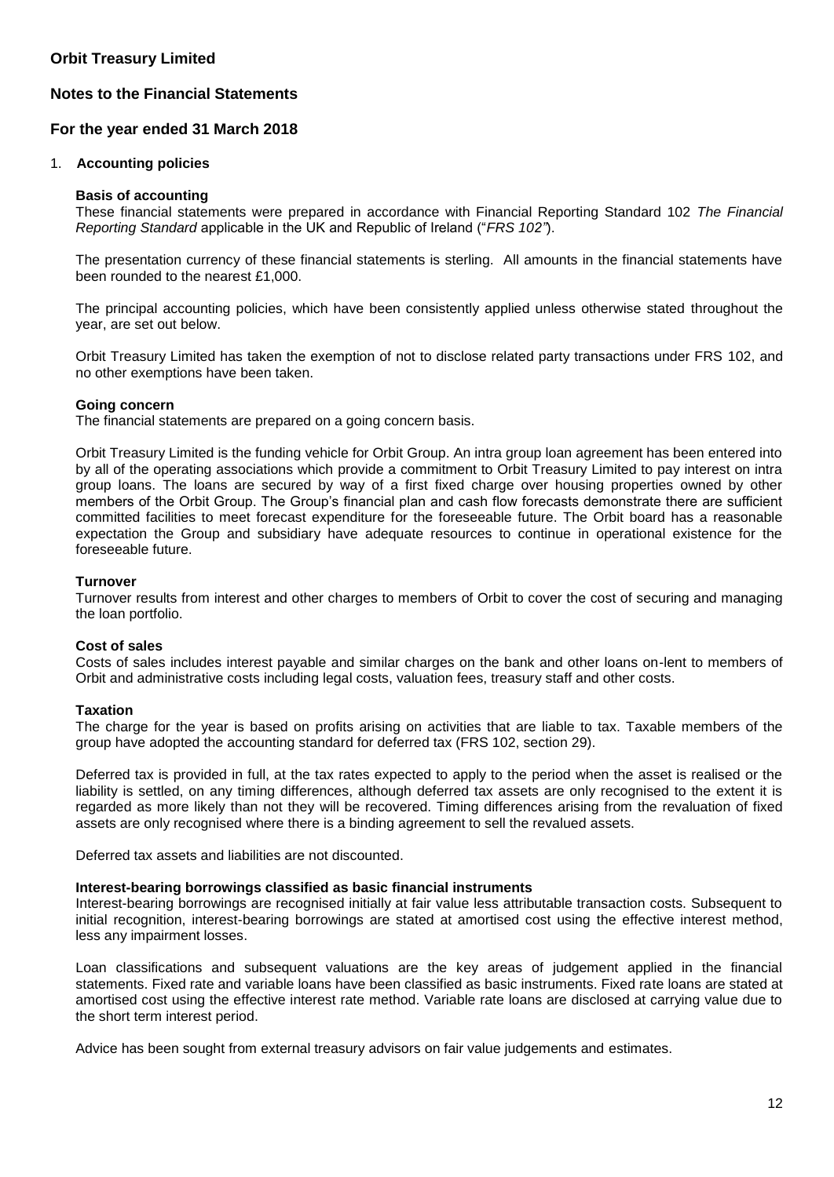# Orbit Treasury Limited

## Notes to the Financial Statements

## For the year ended 31 March 2018

### 1. Accounting policies

**Basis of accounting**

These financial statements were prepared in accordance with Financial Reporting Standard 102 *The Financial Reporting Standard* applicable in the UK and Republic of Ireland ("*FRS 102"*).

The presentation currency of these financial statements is sterling. All amounts in the financial statements have been rounded to the nearest £1,000.

The principal accounting policies, which have been consistently applied unless otherwise stated throughout the year, are set out below.

Orbit Treasury Limited has taken the exemption of not to disclose related party transactions under FRS 102, and no other exemptions have been taken.

**Going concern**

The financial statements are prepared on a going concern basis.

Orbit Treasury Limited is the funding vehicle for Orbit Group. An intra group loan agreement has been entered into by all of the operating associations which provide a commitment to Orbit Treasury Limited to pay interest on intra group loans. The loans are secured by way of a first fixed charge over housing properties owned by other members of the Orbit Group. The Group's financial plan and cash flow forecasts demonstrate there are sufficient committed facilities to meet forecast expenditure for the foreseeable future. The Orbit board has a reasonable expectation the Group and subsidiary have adequate resources to continue in operational existence for the foreseeable future.

**Turnover**

Turnover results from interest and other charges to members of Orbit to cover the cost of securing and managing the loan portfolio.

**Cost of sales**

Costs of sales includes interest payable and similar charges on the bank and other loans on-lent to members of Orbit and administrative costs including legal costs, valuation fees, treasury staff and other costs.

**Taxation**

The charge for the year is based on profits arising on activities that are liable to tax. Taxable members of the group have adopted the accounting standard for deferred tax (FRS 102, section 29).

Deferred tax is provided in full, at the tax rates expected to apply to the period when the asset is realised or the liability is settled, on any timing differences, although deferred tax assets are only recognised to the extent it is regarded as more likely than not they will be recovered. Timing differences arising from the revaluation of fixed assets are only recognised where there is a binding agreement to sell the revalued assets.

Deferred tax assets and liabilities are not discounted.

**Interest-bearing borrowings classified as basic financial instruments**

Interest-bearing borrowings are recognised initially at fair value less attributable transaction costs. Subsequent to initial recognition, interest-bearing borrowings are stated at amortised cost using the effective interest method, less any impairment losses.

Loan classifications and subsequent valuations are the key areas of judgement applied in the financial statements. Fixed rate and variable loans have been classified as basic instruments. Fixed rate loans are stated at amortised cost using the effective interest rate method. Variable rate loans are disclosed at carrying value due to the short term interest period.

Advice has been sought from external treasury advisors on fair value judgements and estimates.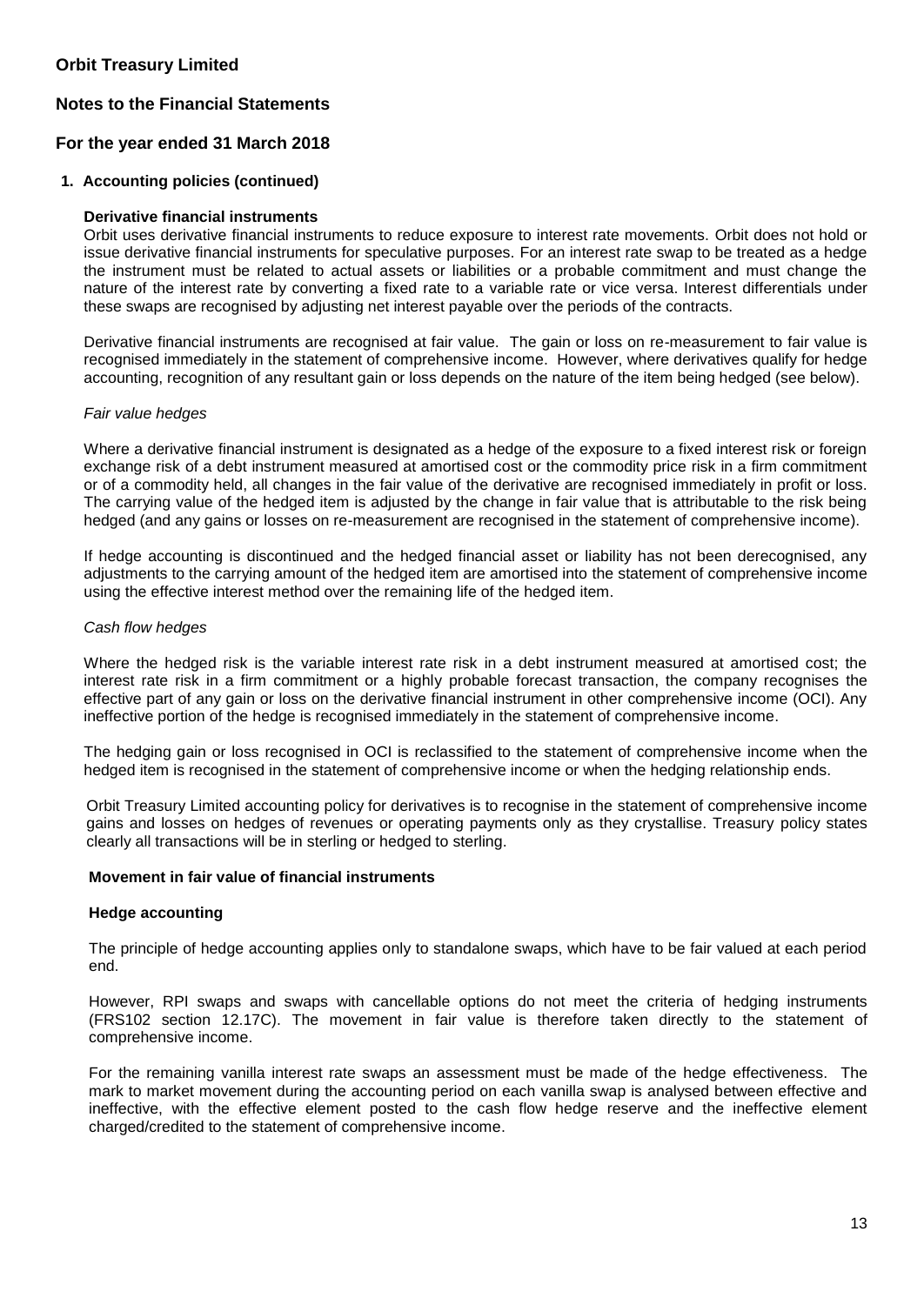**Orbit Treasury Limited**

**Notes to the Financial Statements**

**For the year ended 31 March 2018**

**1. Accounting policies (continued)**

**Derivative financial instruments**

Orbit uses derivative financial instruments to reduce exposure to interest rate movements. Orbit does not hold or issue derivative financial instruments for speculative purposes. For an interest rate swap to be treated as a hedge the instrument must be related to actual assets or liabilities or a probable commitment and must change the nature of the interest rate by converting a fixed rate to a variable rate or vice versa. Interest differentials under these swaps are recognised by adjusting net interest payable over the periods of the contracts.

Derivative financial instruments are recognised at fair value. The gain or loss on re-measurement to fair value is recognised immediately in the statement of comprehensive income. However, where derivatives qualify for hedge accounting, recognition of any resultant gain or loss depends on the nature of the item being hedged (see below).

*Fair value hedges*

Where a derivative financial instrument is designated as a hedge of the exposure to a fixed interest risk or foreign exchange risk of a debt instrument measured at amortised cost or the commodity price risk in a firm commitment or of a commodity held, all changes in the fair value of the derivative are recognised immediately in profit or loss. The carrying value of the hedged item is adjusted by the change in fair value that is attributable to the risk being hedged (and any gains or losses on re-measurement are recognised in the statement of comprehensive income).

If hedge accounting is discontinued and the hedged financial asset or liability has not been derecognised, any adjustments to the carrying amount of the hedged item are amortised into the statement of comprehensive income using the effective interest method over the remaining life of the hedged item.

*Cash flow hedges*

Where the hedged risk is the variable interest rate risk in a debt instrument measured at amortised cost; the interest rate risk in a firm commitment or a highly probable forecast transaction, the company recognises the effective part of any gain or loss on the derivative financial instrument in other comprehensive income (OCI). Any ineffective portion of the hedge is recognised immediately in the statement of comprehensive income.

The hedging gain or loss recognised in OCI is reclassified to the statement of comprehensive income when the hedged item is recognised in the statement of comprehensive income or when the hedging relationship ends.

Orbit Treasury Limited accounting policy for derivatives is to recognise in the statement of comprehensive income gains and losses on hedges of revenues or operating payments only as they crystallise. Treasury policy states clearly all transactions will be in sterling or hedged to sterling.

**Movement in fair value of financial instruments**

**Hedge accounting**

The principle of hedge accounting applies only to standalone swaps, which have to be fair valued at each period end.

However, RPI swaps and swaps with cancellable options do not meet the criteria of hedging instruments (FRS102 section 12.17C). The movement in fair value is therefore taken directly to the statement of comprehensive income.

For the remaining vanilla interest rate swaps an assessment must be made of the hedge effectiveness. The mark to market movement during the accounting period on each vanilla swap is analysed between effective and ineffective, with the effective element posted to the cash flow hedge reserve and the ineffective element charged/credited to the statement of comprehensive income.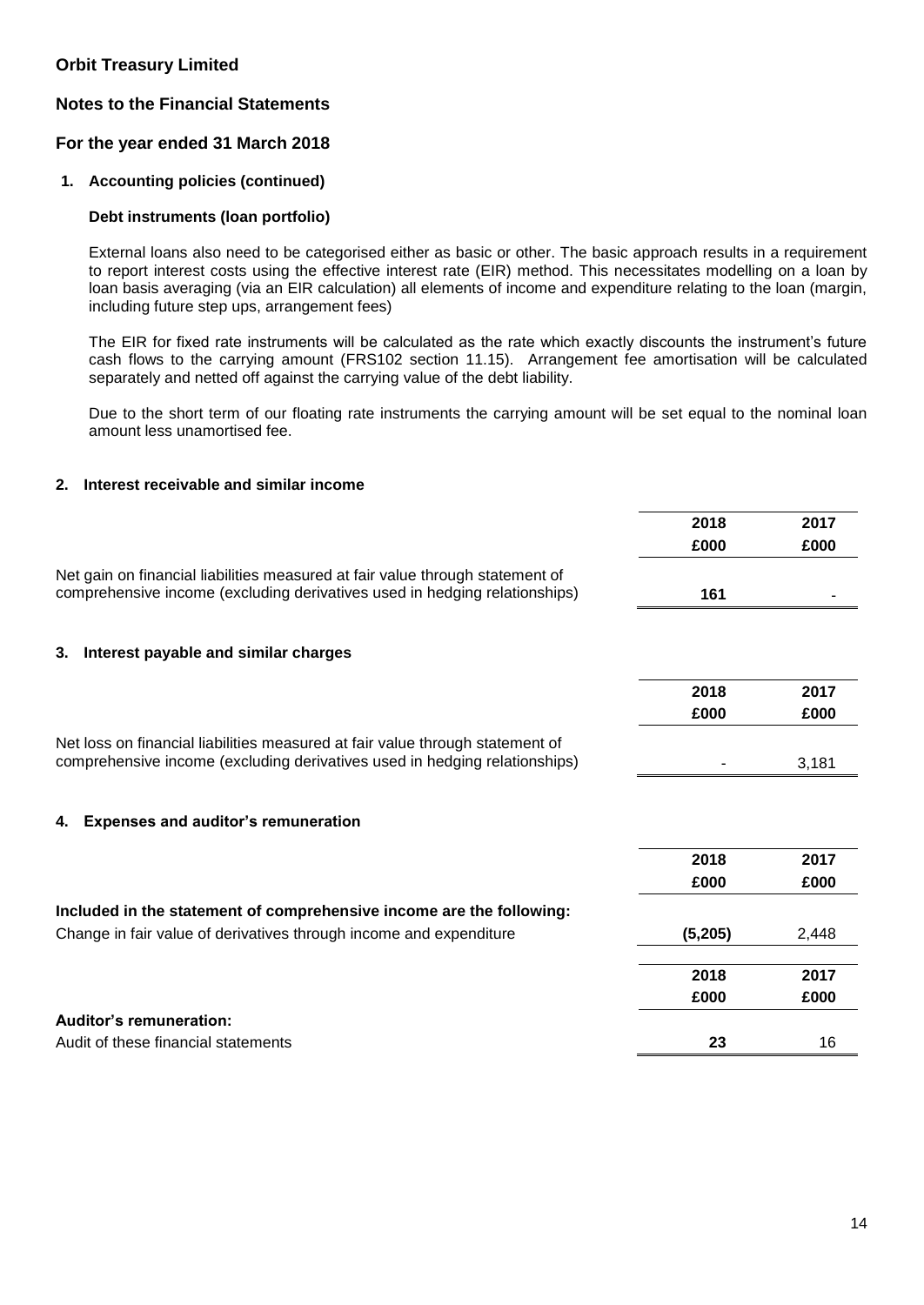## Orbit Treasury Limited

## Notes to the Financial Statements

## For the year ended 31 March 2018

### 1. Accounting policies (continued)

**Debt instruments (loan portfolio)**

External loans also need to be categorised either as basic or other. The basic approach results in a requirement to report interest costs using the effective interest rate (EIR) method. This necessitates modelling on a loan by loan basis averaging (via an EIR calculation) all elements of income and expenditure relating to the loan (margin, including future step ups, arrangement fees)

The EIR for fixed rate instruments will be calculated as the rate which exactly discounts the instrument's future cash flows to the carrying amount (FRS102 section 11.15). Arrangement fee amortisation will be calculated separately and netted off against the carrying value of the debt liability.

Due to the short term of our floating rate instruments the carrying amount will be set equal to the nominal loan amount less unamortised fee.

### 2. Interest receivable and similar income

| | 2018 | 2017 |
|---|---|---|
| | £000 | £000 |
| Net gain on financial liabilities measured at fair value through statement of comprehensive income (excluding derivatives used in hedging relationships) | **161** | - |

### 3. Interest payable and similar charges

| | 2018 | 2017 |
|---|---|---|
| | £000 | £000 |
| Net loss on financial liabilities measured at fair value through statement of comprehensive income (excluding derivatives used in hedging relationships) | - | 3,181 |

### 4. Expenses and auditor's remuneration

| | 2018 | 2017 |
|---|---|---|
| | £000 | £000 |
| **Included in the statement of comprehensive income are the following:** | | |
| Change in fair value of derivatives through income and expenditure | **(5,205)** | 2,448 |

| | 2018 | 2017 |
|---|---|---|
| | £000 | £000 |
| **Auditor's remuneration:** | | |
| Audit of these financial statements | **23** | 16 |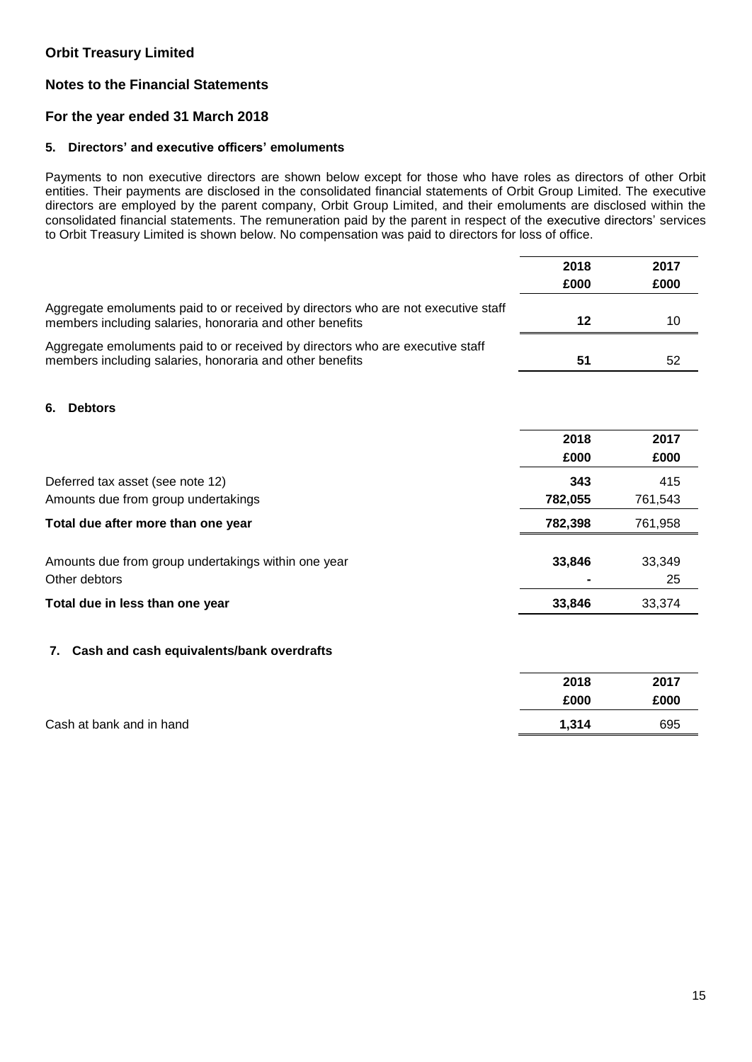**Orbit Treasury Limited**

**Notes to the Financial Statements**

**For the year ended 31 March 2018**

### 5. Directors' and executive officers' emoluments

Payments to non executive directors are shown below except for those who have roles as directors of other Orbit entities. Their payments are disclosed in the consolidated financial statements of Orbit Group Limited. The executive directors are employed by the parent company, Orbit Group Limited, and their emoluments are disclosed within the consolidated financial statements. The remuneration paid by the parent in respect of the executive directors' services to Orbit Treasury Limited is shown below. No compensation was paid to directors for loss of office.

| | 2018 £000 | 2017 £000 |
|---|---|---|
| Aggregate emoluments paid to or received by directors who are not executive staff members including salaries, honoraria and other benefits | **12** | 10 |
| Aggregate emoluments paid to or received by directors who are executive staff members including salaries, honoraria and other benefits | **51** | 52 |

### 6. Debtors

| | 2018 £000 | 2017 £000 |
|---|---|---|
| Deferred tax asset (see note 12) | **343** | 415 |
| Amounts due from group undertakings | **782,055** | 761,543 |
| **Total due after more than one year** | **782,398** | 761,958 |
| | | |
| Amounts due from group undertakings within one year | **33,846** | 33,349 |
| Other debtors | **-** | 25 |
| **Total due in less than one year** | **33,846** | 33,374 |

### 7. Cash and cash equivalents/bank overdrafts

| | 2018 £000 | 2017 £000 |
|---|---|---|
| Cash at bank and in hand | **1,314** | 695 |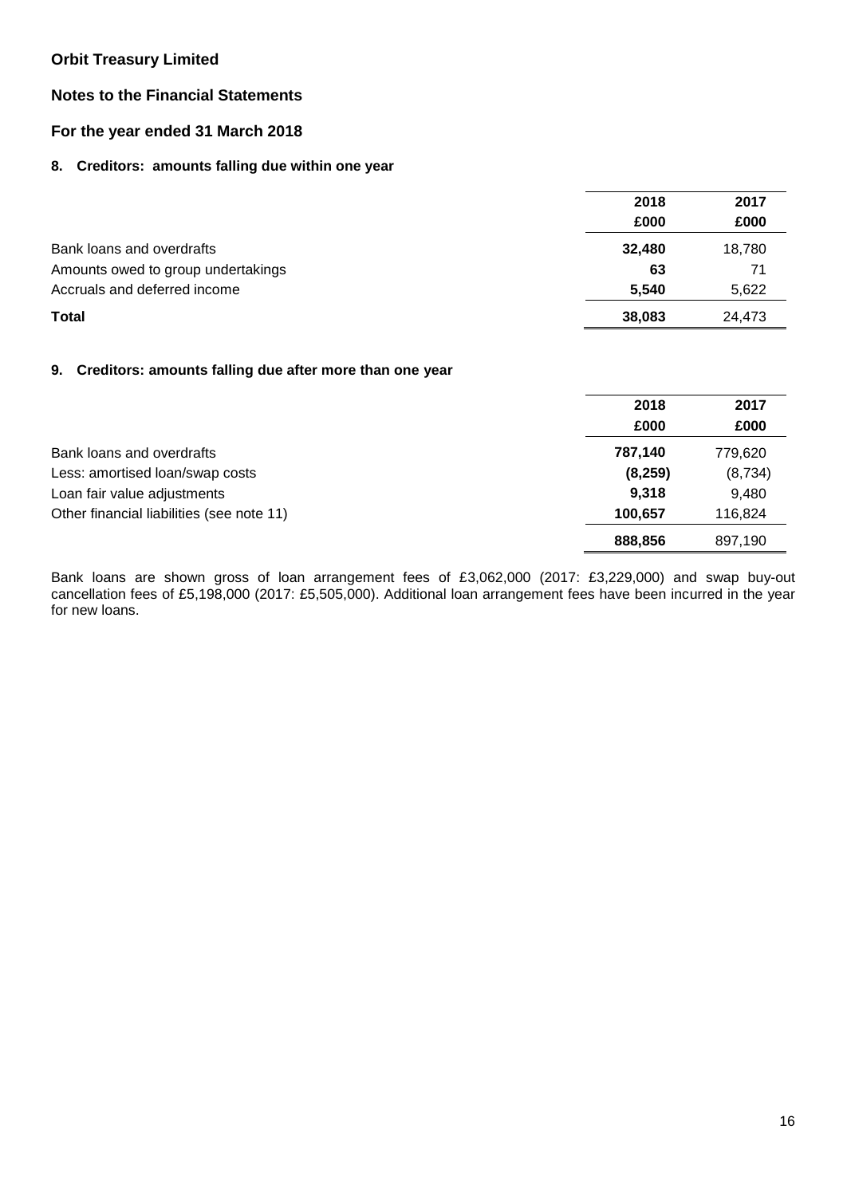**Orbit Treasury Limited**

**Notes to the Financial Statements**

**For the year ended 31 March 2018**

### 8. Creditors: amounts falling due within one year

| | 2018 £000 | 2017 £000 |
|---|---|---|
| Bank loans and overdrafts | **32,480** | 18,780 |
| Amounts owed to group undertakings | **63** | 71 |
| Accruals and deferred income | **5,540** | 5,622 |
| **Total** | **38,083** | 24,473 |

### 9. Creditors: amounts falling due after more than one year

| | 2018 £000 | 2017 £000 |
|---|---|---|
| Bank loans and overdrafts | **787,140** | 779,620 |
| Less: amortised loan/swap costs | **(8,259)** | (8,734) |
| Loan fair value adjustments | **9,318** | 9,480 |
| Other financial liabilities (see note 11) | **100,657** | 116,824 |
| | **888,856** | 897,190 |

Bank loans are shown gross of loan arrangement fees of £3,062,000 (2017: £3,229,000) and swap buy-out cancellation fees of £5,198,000 (2017: £5,505,000). Additional loan arrangement fees have been incurred in the year for new loans.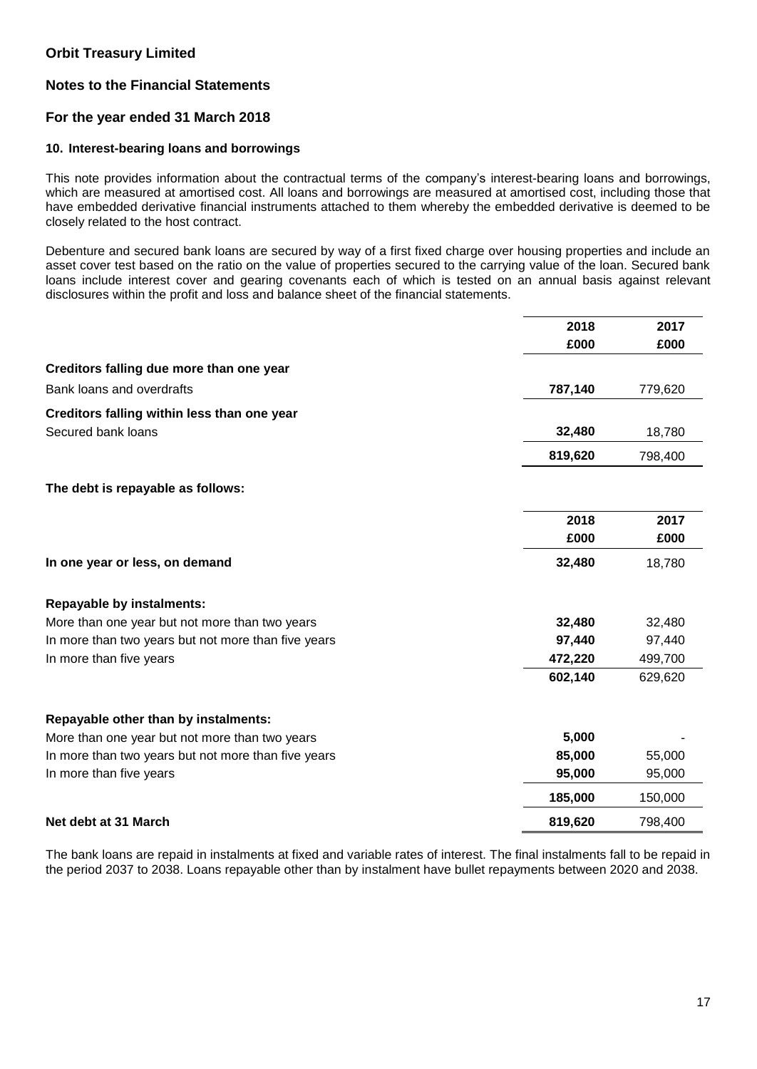## 10. Interest-bearing loans and borrowings

This note provides information about the contractual terms of the company's interest-bearing loans and borrowings, which are measured at amortised cost. All loans and borrowings are measured at amortised cost, including those that have embedded derivative financial instruments attached to them whereby the embedded derivative is deemed to be closely related to the host contract.

Debenture and secured bank loans are secured by way of a first fixed charge over housing properties and include an asset cover test based on the ratio on the value of properties secured to the carrying value of the loan. Secured bank loans include interest cover and gearing covenants each of which is tested on an annual basis against relevant disclosures within the profit and loss and balance sheet of the financial statements.

| | 2018 £000 | 2017 £000 |
|---|---|---|
| **Creditors falling due more than one year** | | |
| Bank loans and overdrafts | **787,140** | 779,620 |
| **Creditors falling within less than one year** | | |
| Secured bank loans | **32,480** | 18,780 |
| | **819,620** | 798,400 |

**The debt is repayable as follows:**

| | 2018 £000 | 2017 £000 |
|---|---|---|
| **In one year or less, on demand** | **32,480** | 18,780 |
| **Repayable by instalments:** | | |
| More than one year but not more than two years | **32,480** | 32,480 |
| In more than two years but not more than five years | **97,440** | 97,440 |
| In more than five years | **472,220** | 499,700 |
| | **602,140** | 629,620 |
| **Repayable other than by instalments:** | | |
| More than one year but not more than two years | **5,000** | - |
| In more than two years but not more than five years | **85,000** | 55,000 |
| In more than five years | **95,000** | 95,000 |
| | **185,000** | 150,000 |
| **Net debt at 31 March** | **819,620** | 798,400 |

The bank loans are repaid in instalments at fixed and variable rates of interest. The final instalments fall to be repaid in the period 2037 to 2038. Loans repayable other than by instalment have bullet repayments between 2020 and 2038.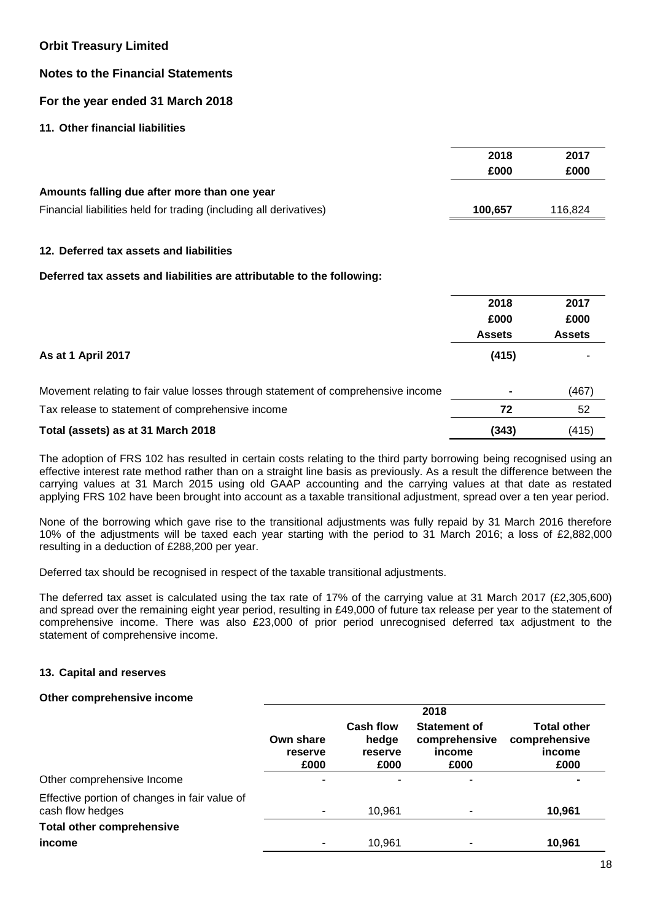## Orbit Treasury Limited

## Notes to the Financial Statements

## For the year ended 31 March 2018

### 11. Other financial liabilities

| | 2018 £000 | 2017 £000 |
|---|---|---|
| **Amounts falling due after more than one year** | | |
| Financial liabilities held for trading (including all derivatives) | **100,657** | 116,824 |

### 12. Deferred tax assets and liabilities

**Deferred tax assets and liabilities are attributable to the following:**

| | 2018 £000 Assets | 2017 £000 Assets |
|---|---|---|
| **As at 1 April 2017** | **(415)** | - |
| Movement relating to fair value losses through statement of comprehensive income | **-** | (467) |
| Tax release to statement of comprehensive income | **72** | 52 |
| **Total (assets) as at 31 March 2018** | **(343)** | (415) |

The adoption of FRS 102 has resulted in certain costs relating to the third party borrowing being recognised using an effective interest rate method rather than on a straight line basis as previously. As a result the difference between the carrying values at 31 March 2015 using old GAAP accounting and the carrying values at that date as restated applying FRS 102 have been brought into account as a taxable transitional adjustment, spread over a ten year period.

None of the borrowing which gave rise to the transitional adjustments was fully repaid by 31 March 2016 therefore 10% of the adjustments will be taxed each year starting with the period to 31 March 2016; a loss of £2,882,000 resulting in a deduction of £288,200 per year.

Deferred tax should be recognised in respect of the taxable transitional adjustments.

The deferred tax asset is calculated using the tax rate of 17% of the carrying value at 31 March 2017 (£2,305,600) and spread over the remaining eight year period, resulting in £49,000 of future tax release per year to the statement of comprehensive income. There was also £23,000 of prior period unrecognised deferred tax adjustment to the statement of comprehensive income.

### 13. Capital and reserves

**Other comprehensive income**

| | 2018 | | | |
|---|---|---|---|---|
| | Own share reserve £000 | Cash flow hedge reserve £000 | Statement of comprehensive income £000 | Total other comprehensive income £000 |
| Other comprehensive Income | - | - | - | **-** |
| Effective portion of changes in fair value of cash flow hedges | - | 10,961 | - | **10,961** |
| **Total other comprehensive income** | - | 10,961 | - | **10,961** |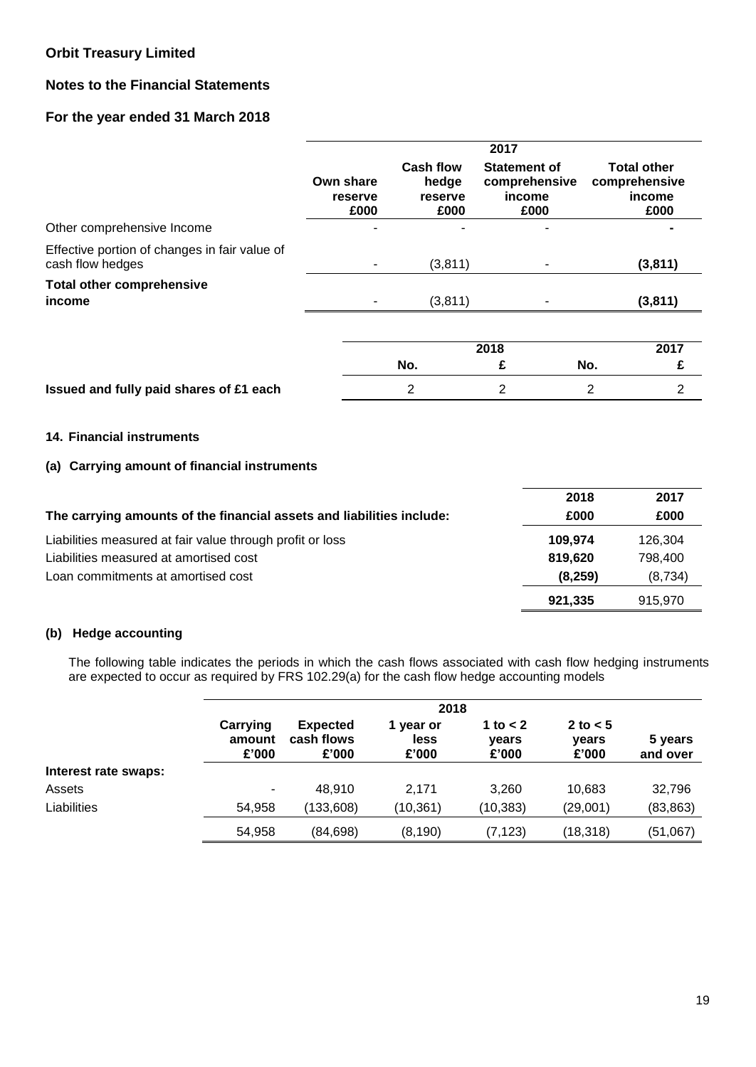# Orbit Treasury Limited

## Notes to the Financial Statements

## For the year ended 31 March 2018

| | 2017 | | | |
|---|---|---|---|---|
| | Own share reserve £000 | Cash flow hedge reserve £000 | Statement of comprehensive income £000 | Total other comprehensive income £000 |
| Other comprehensive Income | - | - | - | **-** |
| Effective portion of changes in fair value of cash flow hedges | - | (3,811) | - | **(3,811)** |
| **Total other comprehensive income** | - | (3,811) | - | **(3,811)** |

| | 2018 | | 2017 | |
|---|---|---|---|---|
| | No. | £ | No. | £ |
| **Issued and fully paid shares of £1 each** | 2 | 2 | 2 | 2 |

### 14. Financial instruments

### (a) Carrying amount of financial instruments

| **The carrying amounts of the financial assets and liabilities include:** | **2018 £000** | **2017 £000** |
|---|---|---|
| Liabilities measured at fair value through profit or loss | **109,974** | 126,304 |
| Liabilities measured at amortised cost | **819,620** | 798,400 |
| Loan commitments at amortised cost | **(8,259)** | (8,734) |
| | **921,335** | 915,970 |

### (b) Hedge accounting

The following table indicates the periods in which the cash flows associated with cash flow hedging instruments are expected to occur as required by FRS 102.29(a) for the cash flow hedge accounting models

| | 2018 | | | | | |
|---|---|---|---|---|---|---|
| | Carrying amount £'000 | Expected cash flows £'000 | 1 year or less £'000 | 1 to < 2 years £'000 | 2 to < 5 years £'000 | 5 years and over |
| **Interest rate swaps:** | | | | | | |
| Assets | - | 48,910 | 2,171 | 3,260 | 10,683 | 32,796 |
| Liabilities | 54,958 | (133,608) | (10,361) | (10,383) | (29,001) | (83,863) |
| | 54,958 | (84,698) | (8,190) | (7,123) | (18,318) | (51,067) |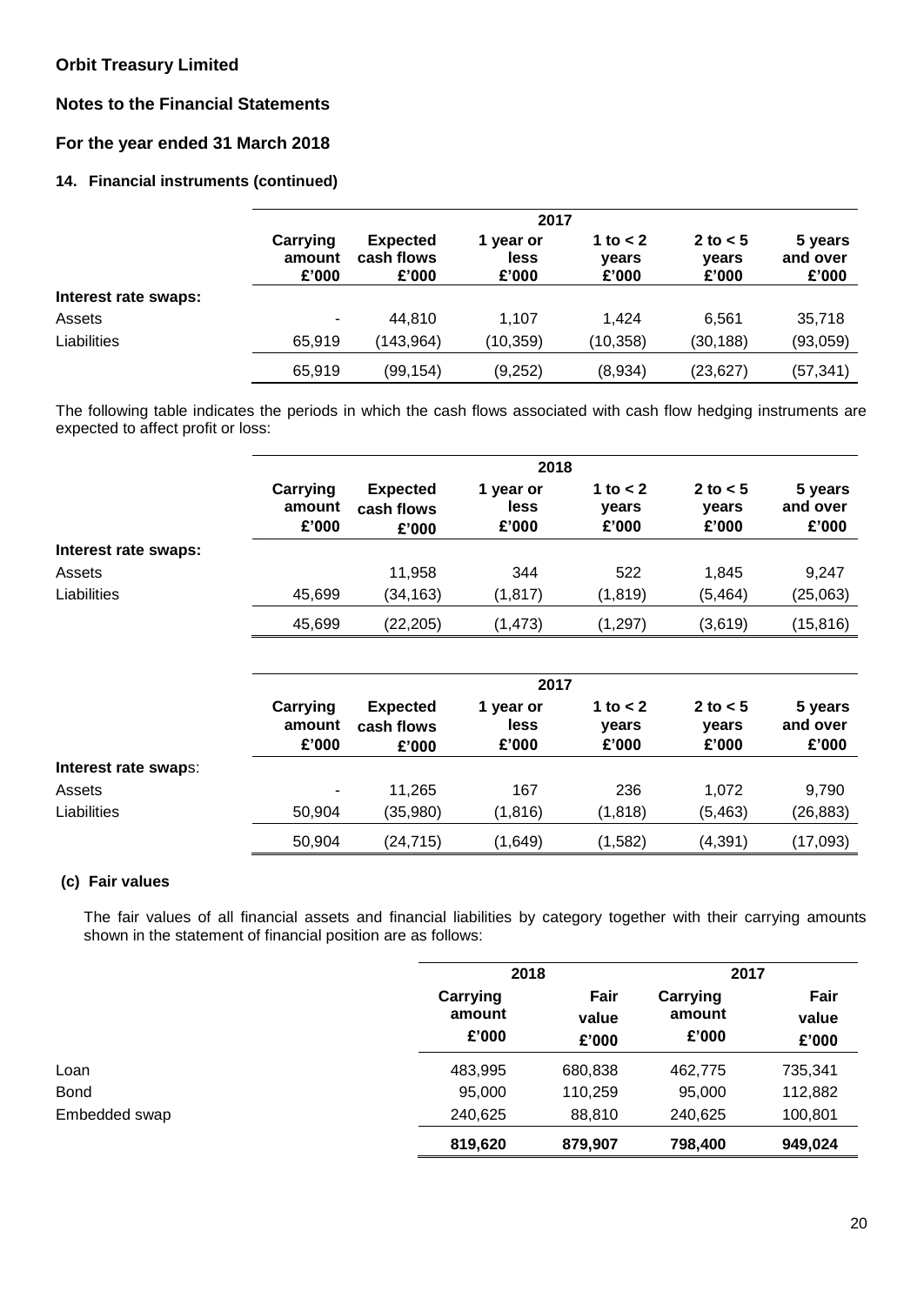# Orbit Treasury Limited

## Notes to the Financial Statements

## For the year ended 31 March 2018

### 14. Financial instruments (continued)

| | 2017 | | | | | |
|---|---|---|---|---|---|---|
| | Carrying amount £'000 | Expected cash flows £'000 | 1 year or less £'000 | 1 to < 2 years £'000 | 2 to < 5 years £'000 | 5 years and over £'000 |
| **Interest rate swaps:** | | | | | | |
| Assets | - | 44,810 | 1,107 | 1,424 | 6,561 | 35,718 |
| Liabilities | 65,919 | (143,964) | (10,359) | (10,358) | (30,188) | (93,059) |
| | 65,919 | (99,154) | (9,252) | (8,934) | (23,627) | (57,341) |

The following table indicates the periods in which the cash flows associated with cash flow hedging instruments are expected to affect profit or loss:

| | 2018 | | | | | |
|---|---|---|---|---|---|---|
| | Carrying amount £'000 | Expected cash flows £'000 | 1 year or less £'000 | 1 to < 2 years £'000 | 2 to < 5 years £'000 | 5 years and over £'000 |
| **Interest rate swaps:** | | | | | | |
| Assets | | 11,958 | 344 | 522 | 1,845 | 9,247 |
| Liabilities | 45,699 | (34,163) | (1,817) | (1,819) | (5,464) | (25,063) |
| | 45,699 | (22,205) | (1,473) | (1,297) | (3,619) | (15,816) |

| | 2017 | | | | | |
|---|---|---|---|---|---|---|
| | Carrying amount £'000 | Expected cash flows £'000 | 1 year or less £'000 | 1 to < 2 years £'000 | 2 to < 5 years £'000 | 5 years and over £'000 |
| **Interest rate swaps:** | | | | | | |
| Assets | - | 11,265 | 167 | 236 | 1,072 | 9,790 |
| Liabilities | 50,904 | (35,980) | (1,816) | (1,818) | (5,463) | (26,883) |
| | 50,904 | (24,715) | (1,649) | (1,582) | (4,391) | (17,093) |

#### (c) Fair values

The fair values of all financial assets and financial liabilities by category together with their carrying amounts shown in the statement of financial position are as follows:

| | 2018 | | 2017 | |
|---|---|---|---|---|
| | Carrying amount £'000 | Fair value £'000 | Carrying amount £'000 | Fair value £'000 |
| Loan | 483,995 | 680,838 | 462,775 | 735,341 |
| Bond | 95,000 | 110,259 | 95,000 | 112,882 |
| Embedded swap | 240,625 | 88,810 | 240,625 | 100,801 |
| | **819,620** | **879,907** | **798,400** | **949,024** |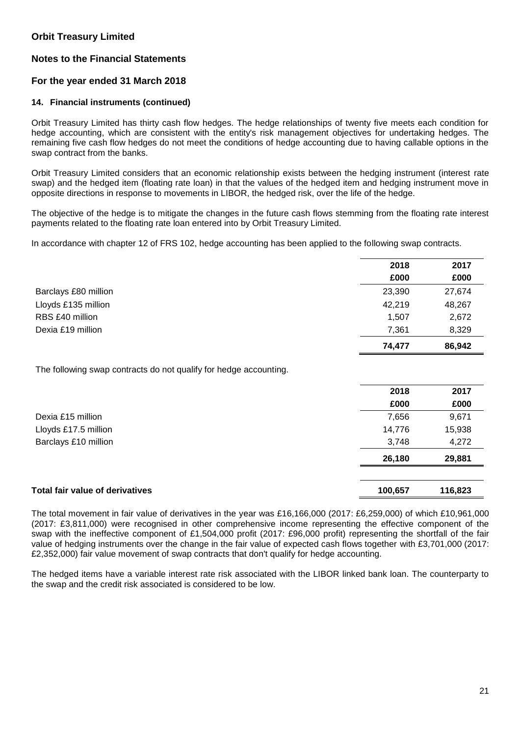**Orbit Treasury Limited**

**Notes to the Financial Statements**

**For the year ended 31 March 2018**

**14. Financial instruments (continued)**

Orbit Treasury Limited has thirty cash flow hedges. The hedge relationships of twenty five meets each condition for hedge accounting, which are consistent with the entity's risk management objectives for undertaking hedges. The remaining five cash flow hedges do not meet the conditions of hedge accounting due to having callable options in the swap contract from the banks.

Orbit Treasury Limited considers that an economic relationship exists between the hedging instrument (interest rate swap) and the hedged item (floating rate loan) in that the values of the hedged item and hedging instrument move in opposite directions in response to movements in LIBOR, the hedged risk, over the life of the hedge.

The objective of the hedge is to mitigate the changes in the future cash flows stemming from the floating rate interest payments related to the floating rate loan entered into by Orbit Treasury Limited.

In accordance with chapter 12 of FRS 102, hedge accounting has been applied to the following swap contracts.

| | 2018 | 2017 |
|---|---|---|
| | £000 | £000 |
| Barclays £80 million | 23,390 | 27,674 |
| Lloyds £135 million | 42,219 | 48,267 |
| RBS £40 million | 1,507 | 2,672 |
| Dexia £19 million | 7,361 | 8,329 |
| | **74,477** | **86,942** |

The following swap contracts do not qualify for hedge accounting.

| | 2018 | 2017 |
|---|---|---|
| | £000 | £000 |
| Dexia £15 million | 7,656 | 9,671 |
| Lloyds £17.5 million | 14,776 | 15,938 |
| Barclays £10 million | 3,748 | 4,272 |
| | **26,180** | **29,881** |
| | | |
| **Total fair value of derivatives** | **100,657** | **116,823** |

The total movement in fair value of derivatives in the year was £16,166,000 (2017: £6,259,000) of which £10,961,000 (2017: £3,811,000) were recognised in other comprehensive income representing the effective component of the swap with the ineffective component of £1,504,000 profit (2017: £96,000 profit) representing the shortfall of the fair value of hedging instruments over the change in the fair value of expected cash flows together with £3,701,000 (2017: £2,352,000) fair value movement of swap contracts that don't qualify for hedge accounting.

The hedged items have a variable interest rate risk associated with the LIBOR linked bank loan. The counterparty to the swap and the credit risk associated is considered to be low.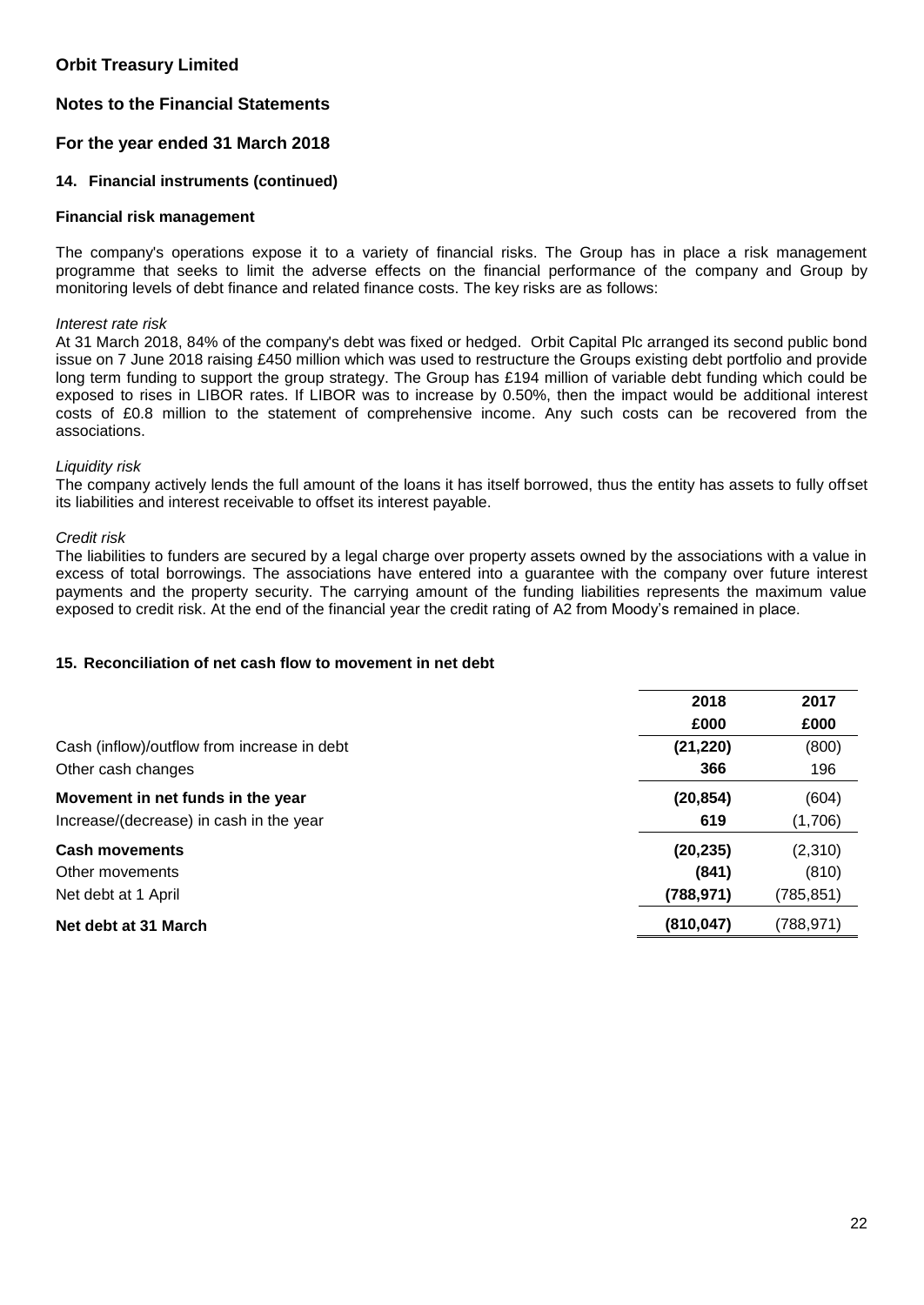# Orbit Treasury Limited

## Notes to the Financial Statements

## For the year ended 31 March 2018

### 14. Financial instruments (continued)

#### Financial risk management

The company's operations expose it to a variety of financial risks. The Group has in place a risk management programme that seeks to limit the adverse effects on the financial performance of the company and Group by monitoring levels of debt finance and related finance costs. The key risks are as follows:

*Interest rate risk*
At 31 March 2018, 84% of the company's debt was fixed or hedged. Orbit Capital Plc arranged its second public bond issue on 7 June 2018 raising £450 million which was used to restructure the Groups existing debt portfolio and provide long term funding to support the group strategy. The Group has £194 million of variable debt funding which could be exposed to rises in LIBOR rates. If LIBOR was to increase by 0.50%, then the impact would be additional interest costs of £0.8 million to the statement of comprehensive income. Any such costs can be recovered from the associations.

*Liquidity risk*
The company actively lends the full amount of the loans it has itself borrowed, thus the entity has assets to fully offset its liabilities and interest receivable to offset its interest payable.

*Credit risk*
The liabilities to funders are secured by a legal charge over property assets owned by the associations with a value in excess of total borrowings. The associations have entered into a guarantee with the company over future interest payments and the property security. The carrying amount of the funding liabilities represents the maximum value exposed to credit risk. At the end of the financial year the credit rating of A2 from Moody's remained in place.

### 15. Reconciliation of net cash flow to movement in net debt

| | 2018 | 2017 |
|---|---|---|
| | £000 | £000 |
| Cash (inflow)/outflow from increase in debt | **(21,220)** | (800) |
| Other cash changes | **366** | 196 |
| **Movement in net funds in the year** | **(20,854)** | (604) |
| Increase/(decrease) in cash in the year | **619** | (1,706) |
| **Cash movements** | **(20,235)** | (2,310) |
| Other movements | **(841)** | (810) |
| Net debt at 1 April | **(788,971)** | (785,851) |
| **Net debt at 31 March** | **(810,047)** | (788,971) |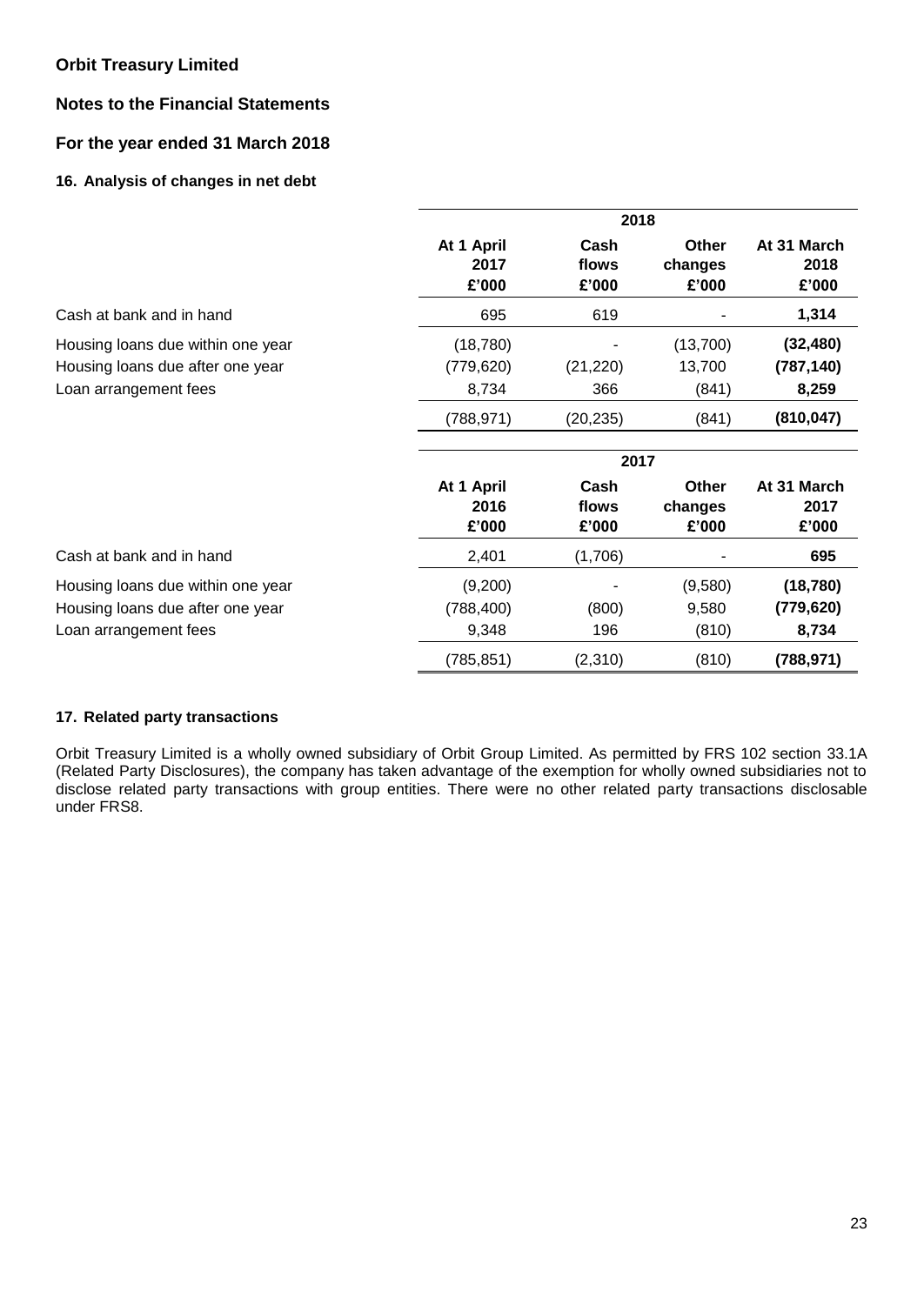**Orbit Treasury Limited**

**Notes to the Financial Statements**

**For the year ended 31 March 2018**

### 16. Analysis of changes in net debt

| | 2018 | | | |
|---|---|---|---|---|
| | At 1 April 2017 £'000 | Cash flows £'000 | Other changes £'000 | At 31 March 2018 £'000 |
| Cash at bank and in hand | 695 | 619 | - | **1,314** |
| Housing loans due within one year | (18,780) | - | (13,700) | **(32,480)** |
| Housing loans due after one year | (779,620) | (21,220) | 13,700 | **(787,140)** |
| Loan arrangement fees | 8,734 | 366 | (841) | **8,259** |
| | (788,971) | (20,235) | (841) | **(810,047)** |

| | 2017 | | | |
|---|---|---|---|---|
| | At 1 April 2016 £'000 | Cash flows £'000 | Other changes £'000 | At 31 March 2017 £'000 |
| Cash at bank and in hand | 2,401 | (1,706) | - | **695** |
| Housing loans due within one year | (9,200) | - | (9,580) | **(18,780)** |
| Housing loans due after one year | (788,400) | (800) | 9,580 | **(779,620)** |
| Loan arrangement fees | 9,348 | 196 | (810) | **8,734** |
| | (785,851) | (2,310) | (810) | **(788,971)** |

### 17. Related party transactions

Orbit Treasury Limited is a wholly owned subsidiary of Orbit Group Limited. As permitted by FRS 102 section 33.1A (Related Party Disclosures), the company has taken advantage of the exemption for wholly owned subsidiaries not to disclose related party transactions with group entities. There were no other related party transactions disclosable under FRS8.